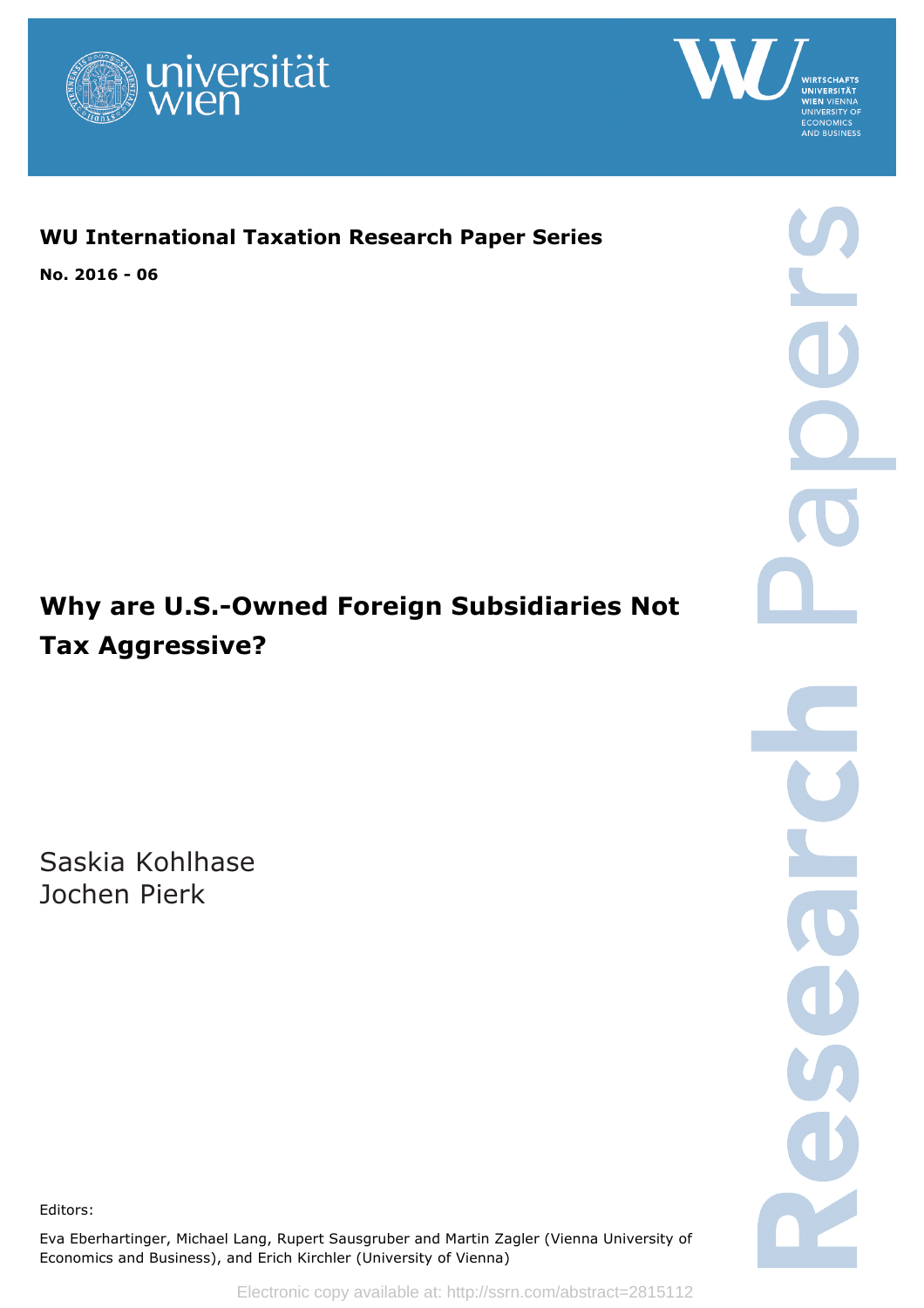**WU International Taxation Research Paper Series**

**No. 2016 - 06**

# Why are U.S.-Owned Foreign Subsidiaries Not Tax Aggressive?

Saskia Kohlhase
Jochen Pierk

Editors:

Eva Eberhartinger, Michael Lang, Rupert Sausgruber and Martin Zagler (Vienna University of Economics and Business), and Erich Kirchler (University of Vienna)

Electronic copy available at: http://ssrn.com/abstract=2815112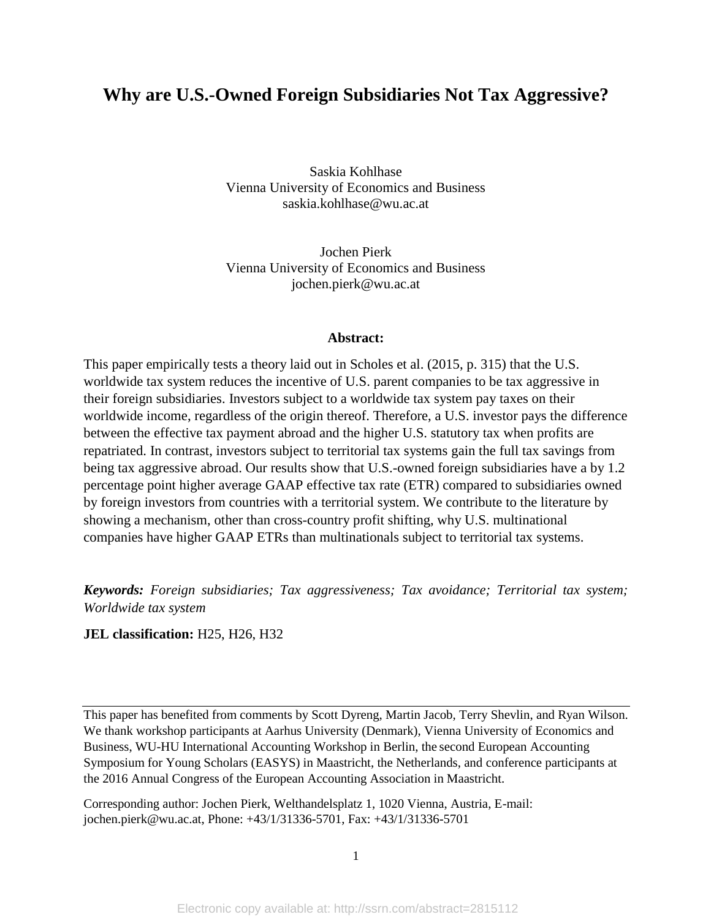# Why are U.S.-Owned Foreign Subsidiaries Not Tax Aggressive?

Saskia Kohlhase
Vienna University of Economics and Business
saskia.kohlhase@wu.ac.at

Jochen Pierk
Vienna University of Economics and Business
jochen.pierk@wu.ac.at

**Abstract:**

This paper empirically tests a theory laid out in Scholes et al. (2015, p. 315) that the U.S. worldwide tax system reduces the incentive of U.S. parent companies to be tax aggressive in their foreign subsidiaries. Investors subject to a worldwide tax system pay taxes on their worldwide income, regardless of the origin thereof. Therefore, a U.S. investor pays the difference between the effective tax payment abroad and the higher U.S. statutory tax when profits are repatriated. In contrast, investors subject to territorial tax systems gain the full tax savings from being tax aggressive abroad. Our results show that U.S.-owned foreign subsidiaries have a by 1.2 percentage point higher average GAAP effective tax rate (ETR) compared to subsidiaries owned by foreign investors from countries with a territorial system. We contribute to the literature by showing a mechanism, other than cross-country profit shifting, why U.S. multinational companies have higher GAAP ETRs than multinationals subject to territorial tax systems.

***Keywords:*** *Foreign subsidiaries; Tax aggressiveness; Tax avoidance; Territorial tax system; Worldwide tax system*

**JEL classification:** H25, H26, H32

---

This paper has benefited from comments by Scott Dyreng, Martin Jacob, Terry Shevlin, and Ryan Wilson. We thank workshop participants at Aarhus University (Denmark), Vienna University of Economics and Business, WU-HU International Accounting Workshop in Berlin, the second European Accounting Symposium for Young Scholars (EASYS) in Maastricht, the Netherlands, and conference participants at the 2016 Annual Congress of the European Accounting Association in Maastricht.

Corresponding author: Jochen Pierk, Welthandelsplatz 1, 1020 Vienna, Austria, E-mail: jochen.pierk@wu.ac.at, Phone: +43/1/31336-5701, Fax: +43/1/31336-5701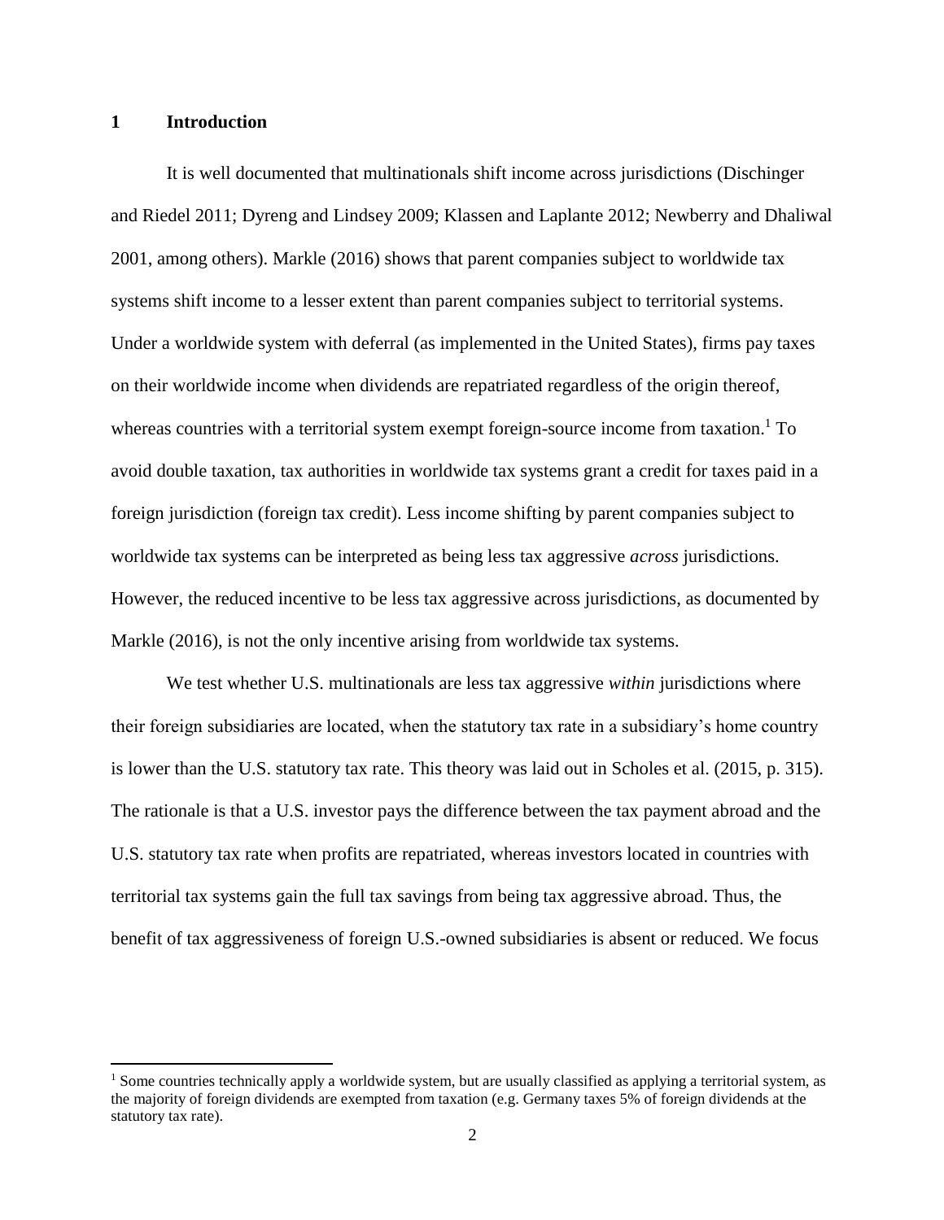## 1 Introduction

It is well documented that multinationals shift income across jurisdictions (Dischinger and Riedel 2011; Dyreng and Lindsey 2009; Klassen and Laplante 2012; Newberry and Dhaliwal 2001, among others). Markle (2016) shows that parent companies subject to worldwide tax systems shift income to a lesser extent than parent companies subject to territorial systems. Under a worldwide system with deferral (as implemented in the United States), firms pay taxes on their worldwide income when dividends are repatriated regardless of the origin thereof, whereas countries with a territorial system exempt foreign-source income from taxation.[1] To avoid double taxation, tax authorities in worldwide tax systems grant a credit for taxes paid in a foreign jurisdiction (foreign tax credit). Less income shifting by parent companies subject to worldwide tax systems can be interpreted as being less tax aggressive *across* jurisdictions. However, the reduced incentive to be less tax aggressive across jurisdictions, as documented by Markle (2016), is not the only incentive arising from worldwide tax systems.

We test whether U.S. multinationals are less tax aggressive *within* jurisdictions where their foreign subsidiaries are located, when the statutory tax rate in a subsidiary's home country is lower than the U.S. statutory tax rate. This theory was laid out in Scholes et al. (2015, p. 315). The rationale is that a U.S. investor pays the difference between the tax payment abroad and the U.S. statutory tax rate when profits are repatriated, whereas investors located in countries with territorial tax systems gain the full tax savings from being tax aggressive abroad. Thus, the benefit of tax aggressiveness of foreign U.S.-owned subsidiaries is absent or reduced. We focus

[1] Some countries technically apply a worldwide system, but are usually classified as applying a territorial system, as the majority of foreign dividends are exempted from taxation (e.g. Germany taxes 5% of foreign dividends at the statutory tax rate).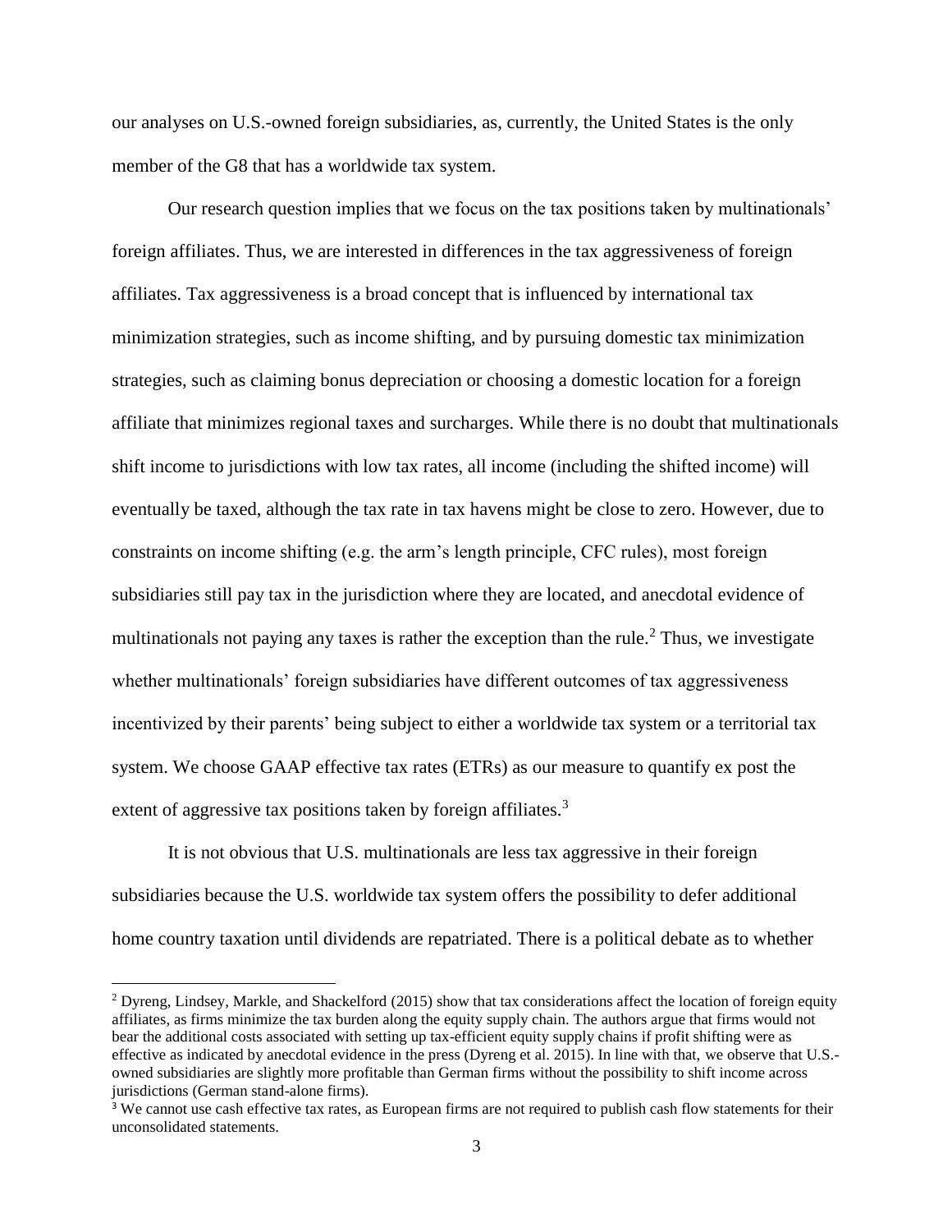our analyses on U.S.-owned foreign subsidiaries, as, currently, the United States is the only member of the G8 that has a worldwide tax system.

Our research question implies that we focus on the tax positions taken by multinationals' foreign affiliates. Thus, we are interested in differences in the tax aggressiveness of foreign affiliates. Tax aggressiveness is a broad concept that is influenced by international tax minimization strategies, such as income shifting, and by pursuing domestic tax minimization strategies, such as claiming bonus depreciation or choosing a domestic location for a foreign affiliate that minimizes regional taxes and surcharges. While there is no doubt that multinationals shift income to jurisdictions with low tax rates, all income (including the shifted income) will eventually be taxed, although the tax rate in tax havens might be close to zero. However, due to constraints on income shifting (e.g. the arm's length principle, CFC rules), most foreign subsidiaries still pay tax in the jurisdiction where they are located, and anecdotal evidence of multinationals not paying any taxes is rather the exception than the rule.[2] Thus, we investigate whether multinationals' foreign subsidiaries have different outcomes of tax aggressiveness incentivized by their parents' being subject to either a worldwide tax system or a territorial tax system. We choose GAAP effective tax rates (ETRs) as our measure to quantify ex post the extent of aggressive tax positions taken by foreign affiliates.[3]

It is not obvious that U.S. multinationals are less tax aggressive in their foreign subsidiaries because the U.S. worldwide tax system offers the possibility to defer additional home country taxation until dividends are repatriated. There is a political debate as to whether

[2] Dyreng, Lindsey, Markle, and Shackelford (2015) show that tax considerations affect the location of foreign equity affiliates, as firms minimize the tax burden along the equity supply chain. The authors argue that firms would not bear the additional costs associated with setting up tax-efficient equity supply chains if profit shifting were as effective as indicated by anecdotal evidence in the press (Dyreng et al. 2015). In line with that, we observe that U.S.-owned subsidiaries are slightly more profitable than German firms without the possibility to shift income across jurisdictions (German stand-alone firms).

[3] We cannot use cash effective tax rates, as European firms are not required to publish cash flow statements for their unconsolidated statements.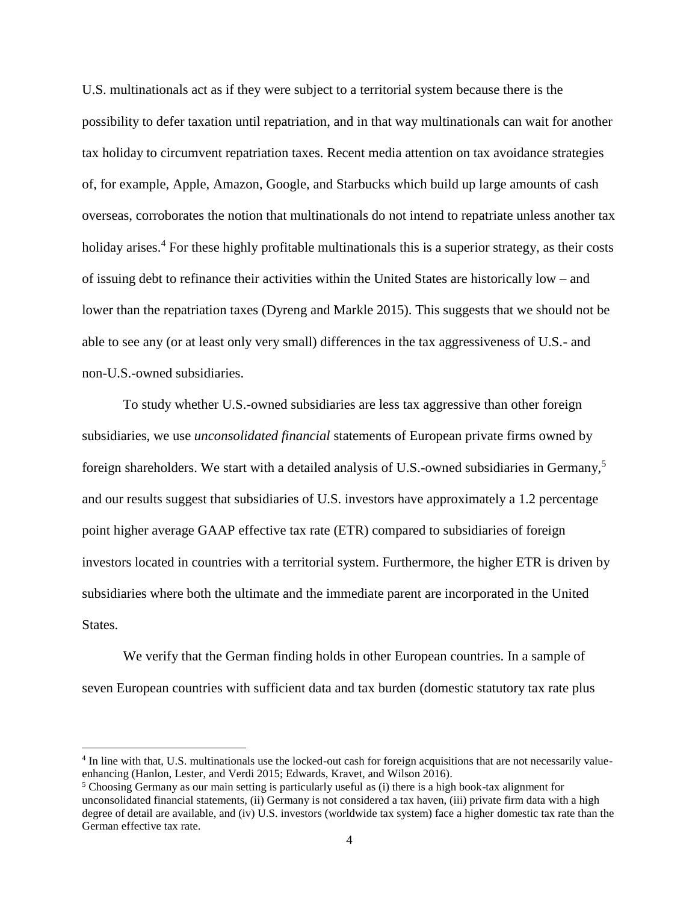U.S. multinationals act as if they were subject to a territorial system because there is the possibility to defer taxation until repatriation, and in that way multinationals can wait for another tax holiday to circumvent repatriation taxes. Recent media attention on tax avoidance strategies of, for example, Apple, Amazon, Google, and Starbucks which build up large amounts of cash overseas, corroborates the notion that multinationals do not intend to repatriate unless another tax holiday arises.[4] For these highly profitable multinationals this is a superior strategy, as their costs of issuing debt to refinance their activities within the United States are historically low – and lower than the repatriation taxes (Dyreng and Markle 2015). This suggests that we should not be able to see any (or at least only very small) differences in the tax aggressiveness of U.S.- and non-U.S.-owned subsidiaries.

To study whether U.S.-owned subsidiaries are less tax aggressive than other foreign subsidiaries, we use *unconsolidated financial* statements of European private firms owned by foreign shareholders. We start with a detailed analysis of U.S.-owned subsidiaries in Germany,[5] and our results suggest that subsidiaries of U.S. investors have approximately a 1.2 percentage point higher average GAAP effective tax rate (ETR) compared to subsidiaries of foreign investors located in countries with a territorial system. Furthermore, the higher ETR is driven by subsidiaries where both the ultimate and the immediate parent are incorporated in the United States.

We verify that the German finding holds in other European countries. In a sample of seven European countries with sufficient data and tax burden (domestic statutory tax rate plus

---

[4] In line with that, U.S. multinationals use the locked-out cash for foreign acquisitions that are not necessarily value-enhancing (Hanlon, Lester, and Verdi 2015; Edwards, Kravet, and Wilson 2016).

[5] Choosing Germany as our main setting is particularly useful as (i) there is a high book-tax alignment for unconsolidated financial statements, (ii) Germany is not considered a tax haven, (iii) private firm data with a high degree of detail are available, and (iv) U.S. investors (worldwide tax system) face a higher domestic tax rate than the German effective tax rate.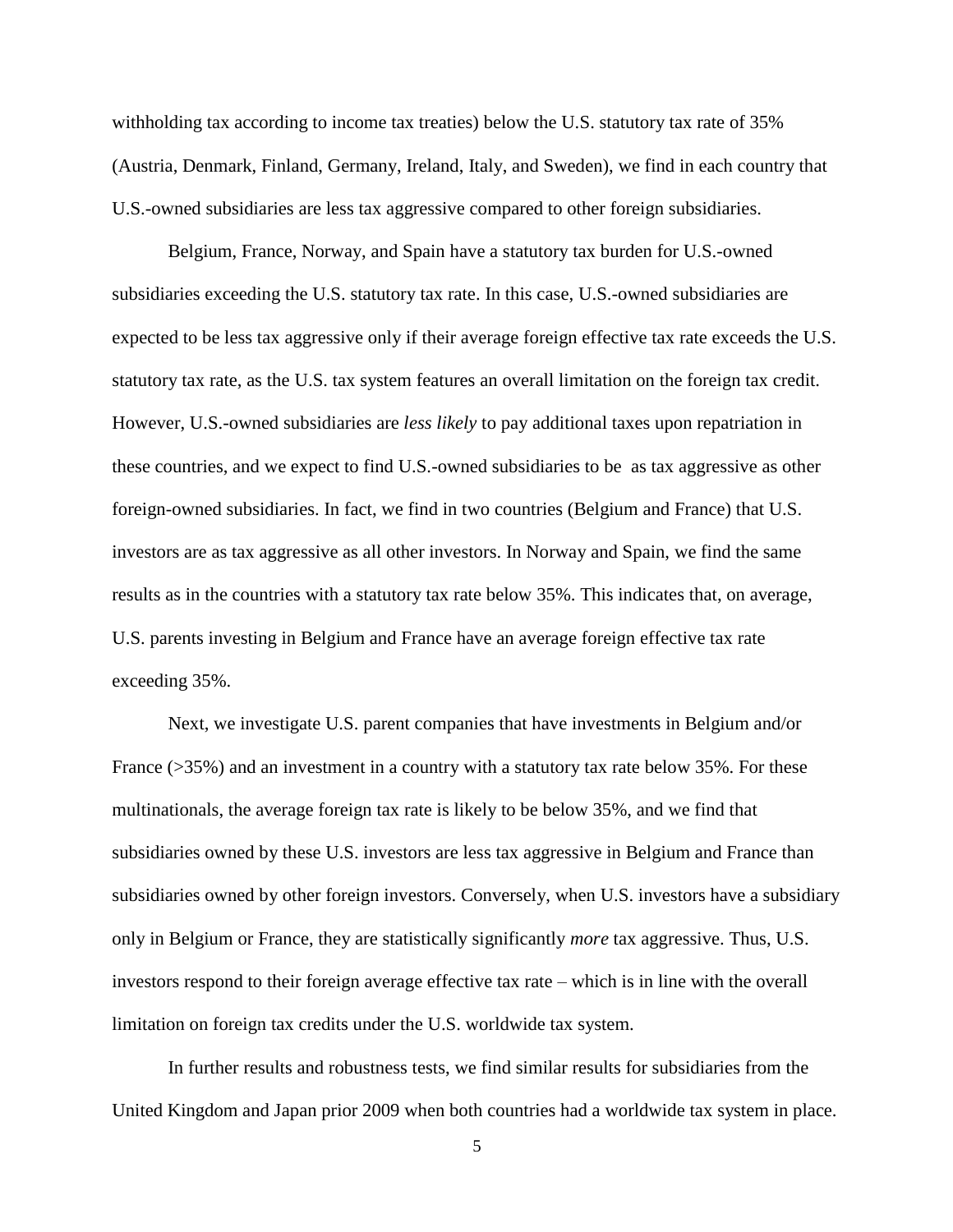withholding tax according to income tax treaties) below the U.S. statutory tax rate of 35% (Austria, Denmark, Finland, Germany, Ireland, Italy, and Sweden), we find in each country that U.S.-owned subsidiaries are less tax aggressive compared to other foreign subsidiaries.

Belgium, France, Norway, and Spain have a statutory tax burden for U.S.-owned subsidiaries exceeding the U.S. statutory tax rate. In this case, U.S.-owned subsidiaries are expected to be less tax aggressive only if their average foreign effective tax rate exceeds the U.S. statutory tax rate, as the U.S. tax system features an overall limitation on the foreign tax credit. However, U.S.-owned subsidiaries are *less likely* to pay additional taxes upon repatriation in these countries, and we expect to find U.S.-owned subsidiaries to be as tax aggressive as other foreign-owned subsidiaries. In fact, we find in two countries (Belgium and France) that U.S. investors are as tax aggressive as all other investors. In Norway and Spain, we find the same results as in the countries with a statutory tax rate below 35%. This indicates that, on average, U.S. parents investing in Belgium and France have an average foreign effective tax rate exceeding 35%.

Next, we investigate U.S. parent companies that have investments in Belgium and/or France (>35%) and an investment in a country with a statutory tax rate below 35%. For these multinationals, the average foreign tax rate is likely to be below 35%, and we find that subsidiaries owned by these U.S. investors are less tax aggressive in Belgium and France than subsidiaries owned by other foreign investors. Conversely, when U.S. investors have a subsidiary only in Belgium or France, they are statistically significantly *more* tax aggressive. Thus, U.S. investors respond to their foreign average effective tax rate – which is in line with the overall limitation on foreign tax credits under the U.S. worldwide tax system.

In further results and robustness tests, we find similar results for subsidiaries from the United Kingdom and Japan prior 2009 when both countries had a worldwide tax system in place.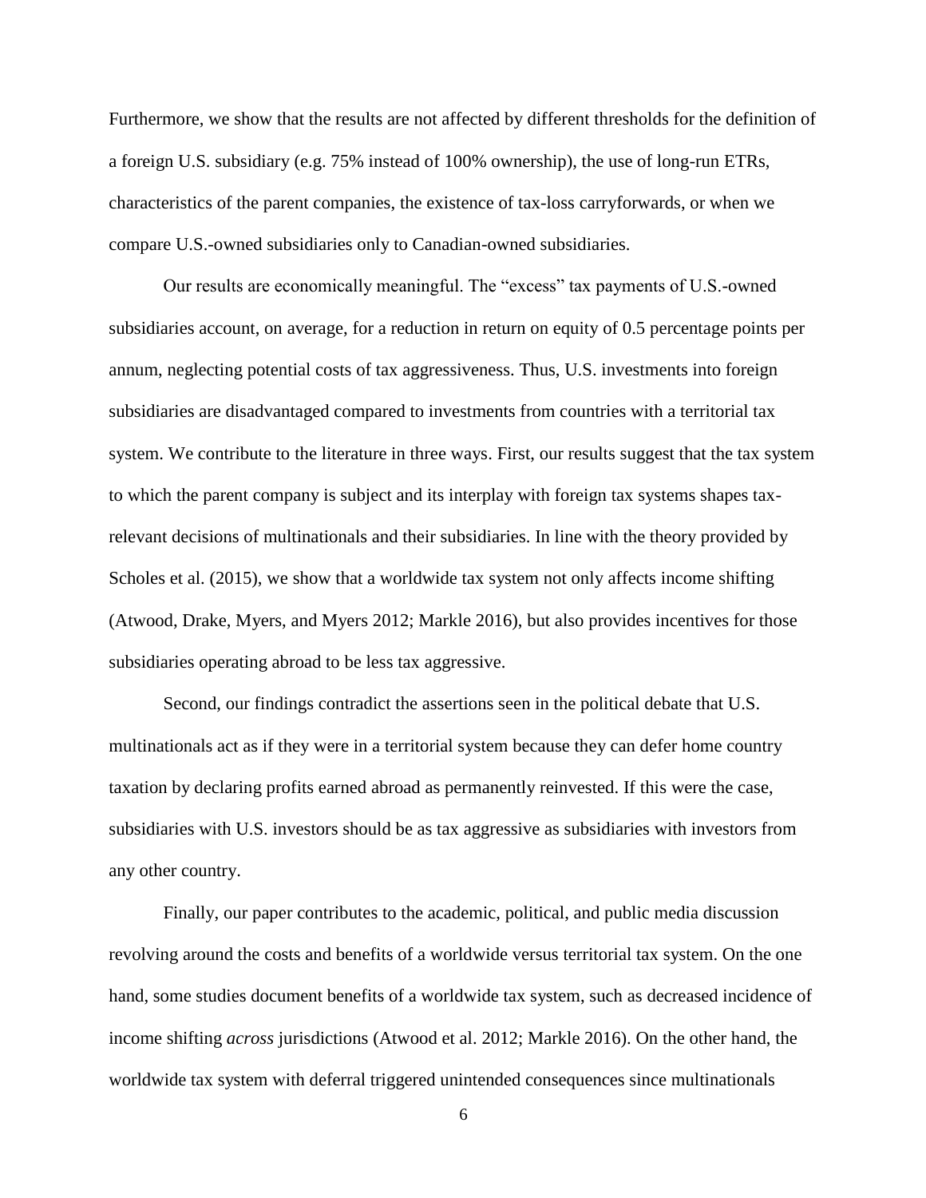Furthermore, we show that the results are not affected by different thresholds for the definition of a foreign U.S. subsidiary (e.g. 75% instead of 100% ownership), the use of long-run ETRs, characteristics of the parent companies, the existence of tax-loss carryforwards, or when we compare U.S.-owned subsidiaries only to Canadian-owned subsidiaries.

Our results are economically meaningful. The "excess" tax payments of U.S.-owned subsidiaries account, on average, for a reduction in return on equity of 0.5 percentage points per annum, neglecting potential costs of tax aggressiveness. Thus, U.S. investments into foreign subsidiaries are disadvantaged compared to investments from countries with a territorial tax system. We contribute to the literature in three ways. First, our results suggest that the tax system to which the parent company is subject and its interplay with foreign tax systems shapes tax-relevant decisions of multinationals and their subsidiaries. In line with the theory provided by Scholes et al. (2015), we show that a worldwide tax system not only affects income shifting (Atwood, Drake, Myers, and Myers 2012; Markle 2016), but also provides incentives for those subsidiaries operating abroad to be less tax aggressive.

Second, our findings contradict the assertions seen in the political debate that U.S. multinationals act as if they were in a territorial system because they can defer home country taxation by declaring profits earned abroad as permanently reinvested. If this were the case, subsidiaries with U.S. investors should be as tax aggressive as subsidiaries with investors from any other country.

Finally, our paper contributes to the academic, political, and public media discussion revolving around the costs and benefits of a worldwide versus territorial tax system. On the one hand, some studies document benefits of a worldwide tax system, such as decreased incidence of income shifting *across* jurisdictions (Atwood et al. 2012; Markle 2016). On the other hand, the worldwide tax system with deferral triggered unintended consequences since multinationals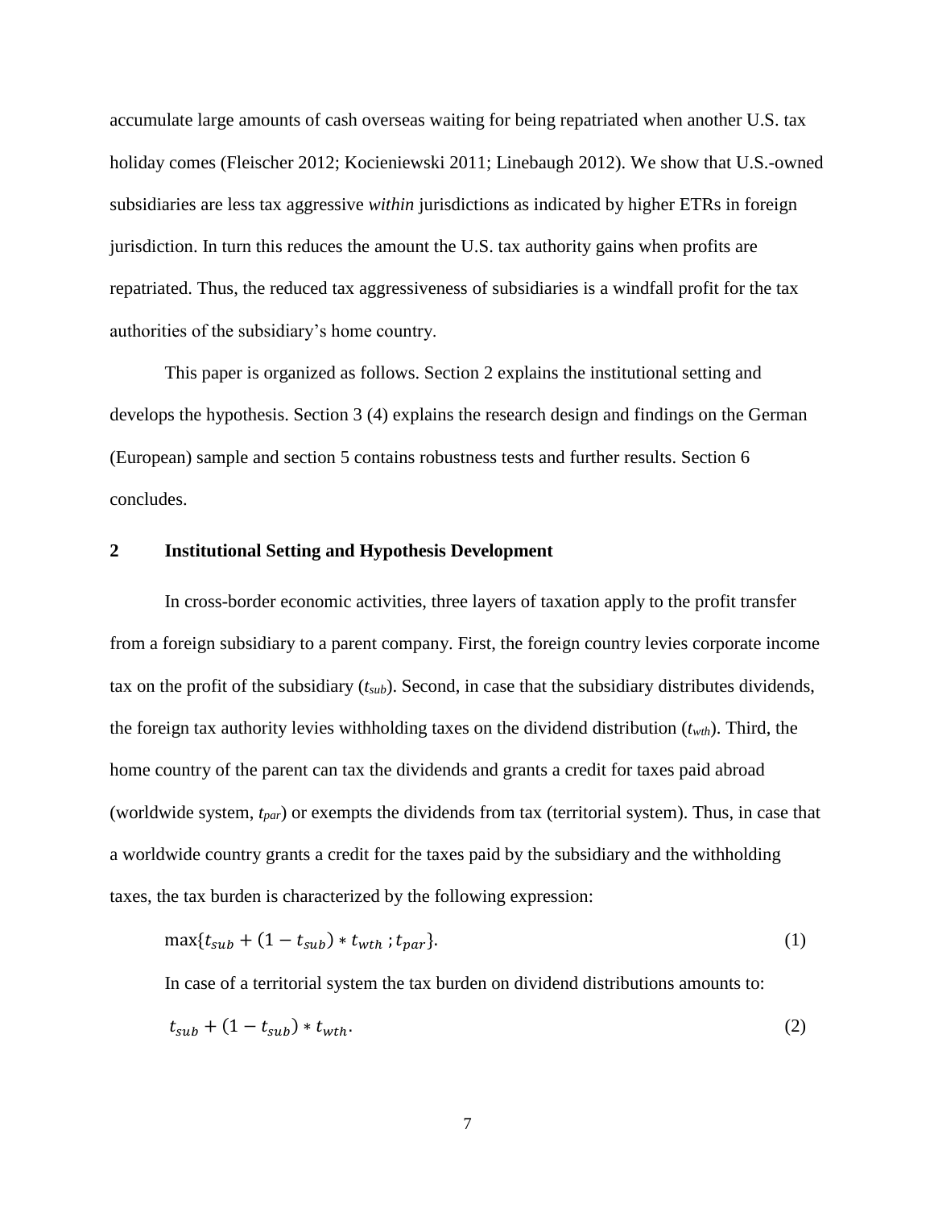accumulate large amounts of cash overseas waiting for being repatriated when another U.S. tax holiday comes (Fleischer 2012; Kocieniewski 2011; Linebaugh 2012). We show that U.S.-owned subsidiaries are less tax aggressive *within* jurisdictions as indicated by higher ETRs in foreign jurisdiction. In turn this reduces the amount the U.S. tax authority gains when profits are repatriated. Thus, the reduced tax aggressiveness of subsidiaries is a windfall profit for the tax authorities of the subsidiary's home country.

This paper is organized as follows. Section 2 explains the institutional setting and develops the hypothesis. Section 3 (4) explains the research design and findings on the German (European) sample and section 5 contains robustness tests and further results. Section 6 concludes.

## 2 Institutional Setting and Hypothesis Development

In cross-border economic activities, three layers of taxation apply to the profit transfer from a foreign subsidiary to a parent company. First, the foreign country levies corporate income tax on the profit of the subsidiary ($t_{sub}$). Second, in case that the subsidiary distributes dividends, the foreign tax authority levies withholding taxes on the dividend distribution ($t_{wth}$). Third, the home country of the parent can tax the dividends and grants a credit for taxes paid abroad (worldwide system, $t_{par}$) or exempts the dividends from tax (territorial system). Thus, in case that a worldwide country grants a credit for the taxes paid by the subsidiary and the withholding taxes, the tax burden is characterized by the following expression:

$$\max\{t_{sub} + (1 - t_{sub}) * t_{wth} \,; t_{par}\}. \tag{1}$$

In case of a territorial system the tax burden on dividend distributions amounts to:

$$t_{sub} + (1 - t_{sub}) * t_{wth}. \tag{2}$$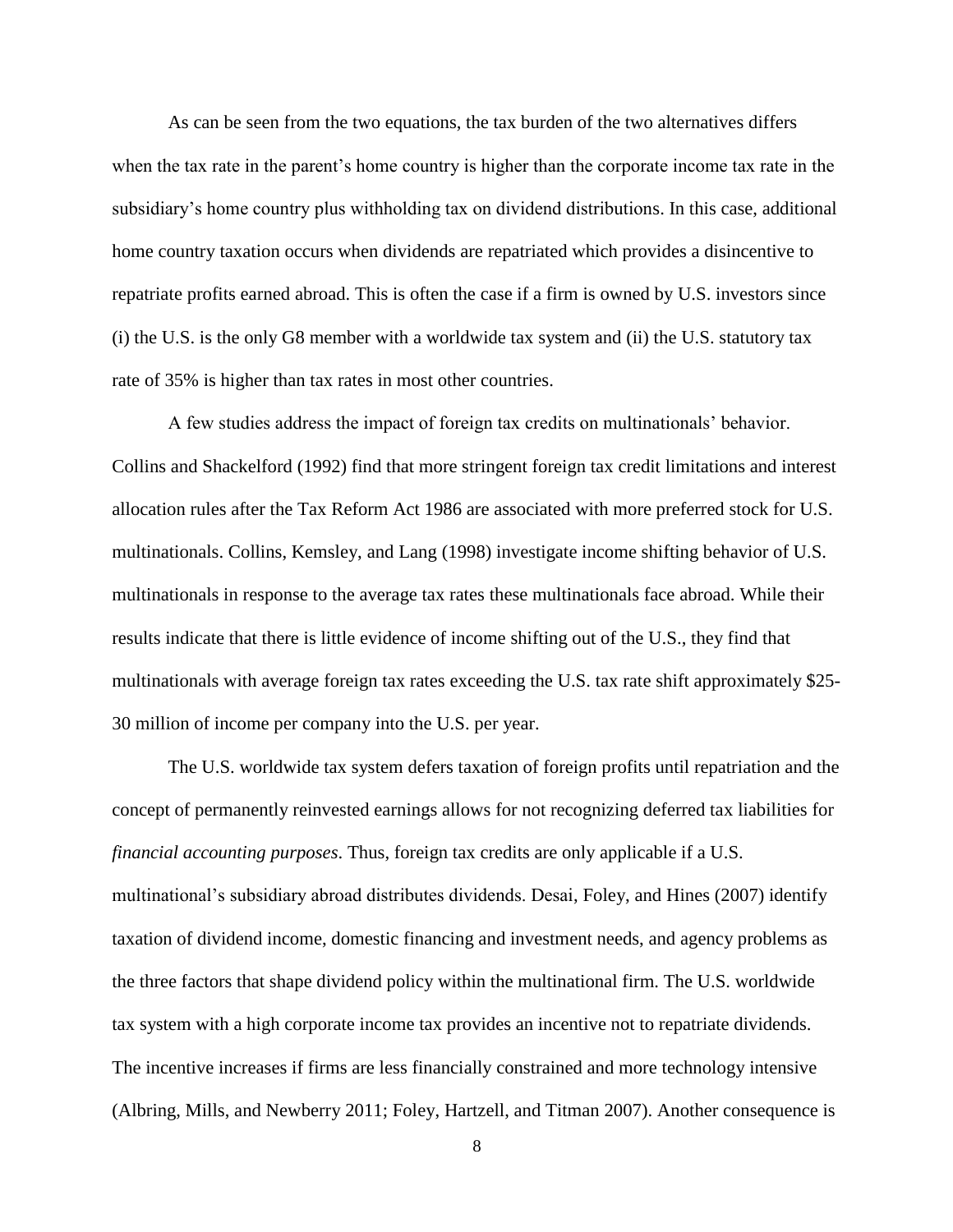As can be seen from the two equations, the tax burden of the two alternatives differs when the tax rate in the parent's home country is higher than the corporate income tax rate in the subsidiary's home country plus withholding tax on dividend distributions. In this case, additional home country taxation occurs when dividends are repatriated which provides a disincentive to repatriate profits earned abroad. This is often the case if a firm is owned by U.S. investors since (i) the U.S. is the only G8 member with a worldwide tax system and (ii) the U.S. statutory tax rate of 35% is higher than tax rates in most other countries.

A few studies address the impact of foreign tax credits on multinationals' behavior. Collins and Shackelford (1992) find that more stringent foreign tax credit limitations and interest allocation rules after the Tax Reform Act 1986 are associated with more preferred stock for U.S. multinationals. Collins, Kemsley, and Lang (1998) investigate income shifting behavior of U.S. multinationals in response to the average tax rates these multinationals face abroad. While their results indicate that there is little evidence of income shifting out of the U.S., they find that multinationals with average foreign tax rates exceeding the U.S. tax rate shift approximately $25-30 million of income per company into the U.S. per year.

The U.S. worldwide tax system defers taxation of foreign profits until repatriation and the concept of permanently reinvested earnings allows for not recognizing deferred tax liabilities for *financial accounting purposes*. Thus, foreign tax credits are only applicable if a U.S. multinational's subsidiary abroad distributes dividends. Desai, Foley, and Hines (2007) identify taxation of dividend income, domestic financing and investment needs, and agency problems as the three factors that shape dividend policy within the multinational firm. The U.S. worldwide tax system with a high corporate income tax provides an incentive not to repatriate dividends. The incentive increases if firms are less financially constrained and more technology intensive (Albring, Mills, and Newberry 2011; Foley, Hartzell, and Titman 2007). Another consequence is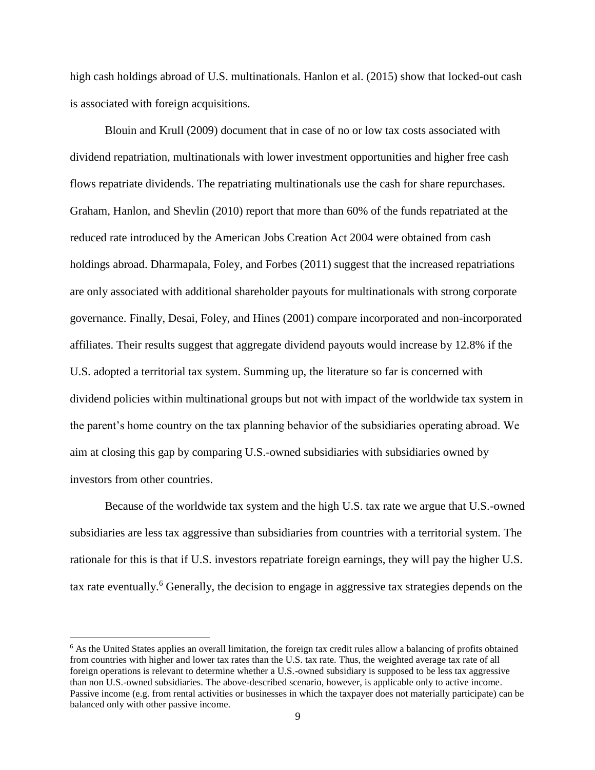high cash holdings abroad of U.S. multinationals. Hanlon et al. (2015) show that locked-out cash is associated with foreign acquisitions.

Blouin and Krull (2009) document that in case of no or low tax costs associated with dividend repatriation, multinationals with lower investment opportunities and higher free cash flows repatriate dividends. The repatriating multinationals use the cash for share repurchases. Graham, Hanlon, and Shevlin (2010) report that more than 60% of the funds repatriated at the reduced rate introduced by the American Jobs Creation Act 2004 were obtained from cash holdings abroad. Dharmapala, Foley, and Forbes (2011) suggest that the increased repatriations are only associated with additional shareholder payouts for multinationals with strong corporate governance. Finally, Desai, Foley, and Hines (2001) compare incorporated and non-incorporated affiliates. Their results suggest that aggregate dividend payouts would increase by 12.8% if the U.S. adopted a territorial tax system. Summing up, the literature so far is concerned with dividend policies within multinational groups but not with impact of the worldwide tax system in the parent's home country on the tax planning behavior of the subsidiaries operating abroad. We aim at closing this gap by comparing U.S.-owned subsidiaries with subsidiaries owned by investors from other countries.

Because of the worldwide tax system and the high U.S. tax rate we argue that U.S.-owned subsidiaries are less tax aggressive than subsidiaries from countries with a territorial system. The rationale for this is that if U.S. investors repatriate foreign earnings, they will pay the higher U.S. tax rate eventually.[6] Generally, the decision to engage in aggressive tax strategies depends on the

[6] As the United States applies an overall limitation, the foreign tax credit rules allow a balancing of profits obtained from countries with higher and lower tax rates than the U.S. tax rate. Thus, the weighted average tax rate of all foreign operations is relevant to determine whether a U.S.-owned subsidiary is supposed to be less tax aggressive than non U.S.-owned subsidiaries. The above-described scenario, however, is applicable only to active income. Passive income (e.g. from rental activities or businesses in which the taxpayer does not materially participate) can be balanced only with other passive income.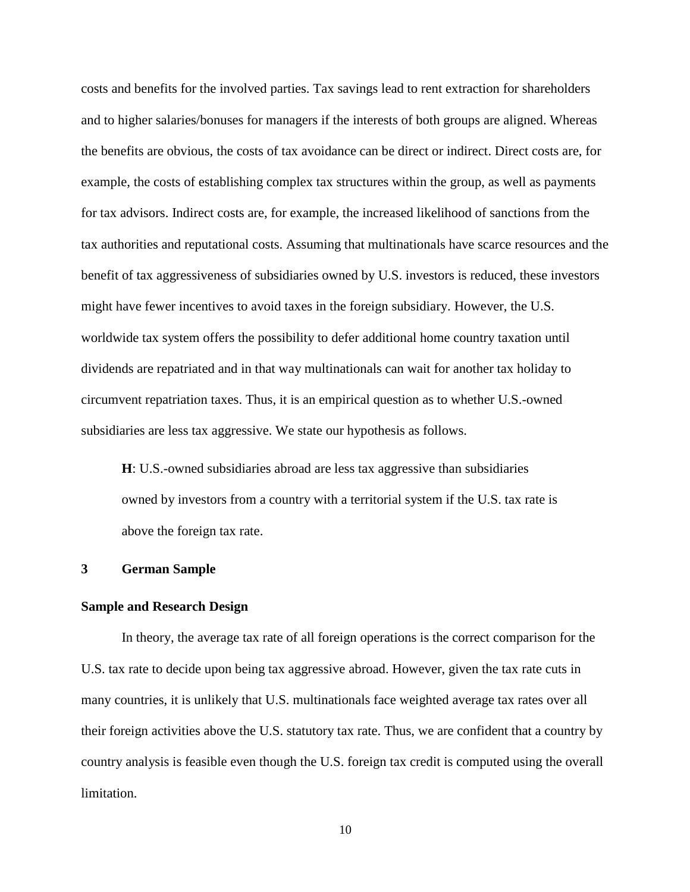costs and benefits for the involved parties. Tax savings lead to rent extraction for shareholders and to higher salaries/bonuses for managers if the interests of both groups are aligned. Whereas the benefits are obvious, the costs of tax avoidance can be direct or indirect. Direct costs are, for example, the costs of establishing complex tax structures within the group, as well as payments for tax advisors. Indirect costs are, for example, the increased likelihood of sanctions from the tax authorities and reputational costs. Assuming that multinationals have scarce resources and the benefit of tax aggressiveness of subsidiaries owned by U.S. investors is reduced, these investors might have fewer incentives to avoid taxes in the foreign subsidiary. However, the U.S. worldwide tax system offers the possibility to defer additional home country taxation until dividends are repatriated and in that way multinationals can wait for another tax holiday to circumvent repatriation taxes. Thus, it is an empirical question as to whether U.S.-owned subsidiaries are less tax aggressive. We state our hypothesis as follows.

> **H**: U.S.-owned subsidiaries abroad are less tax aggressive than subsidiaries owned by investors from a country with a territorial system if the U.S. tax rate is above the foreign tax rate.

## 3 German Sample

### Sample and Research Design

In theory, the average tax rate of all foreign operations is the correct comparison for the U.S. tax rate to decide upon being tax aggressive abroad. However, given the tax rate cuts in many countries, it is unlikely that U.S. multinationals face weighted average tax rates over all their foreign activities above the U.S. statutory tax rate. Thus, we are confident that a country by country analysis is feasible even though the U.S. foreign tax credit is computed using the overall limitation.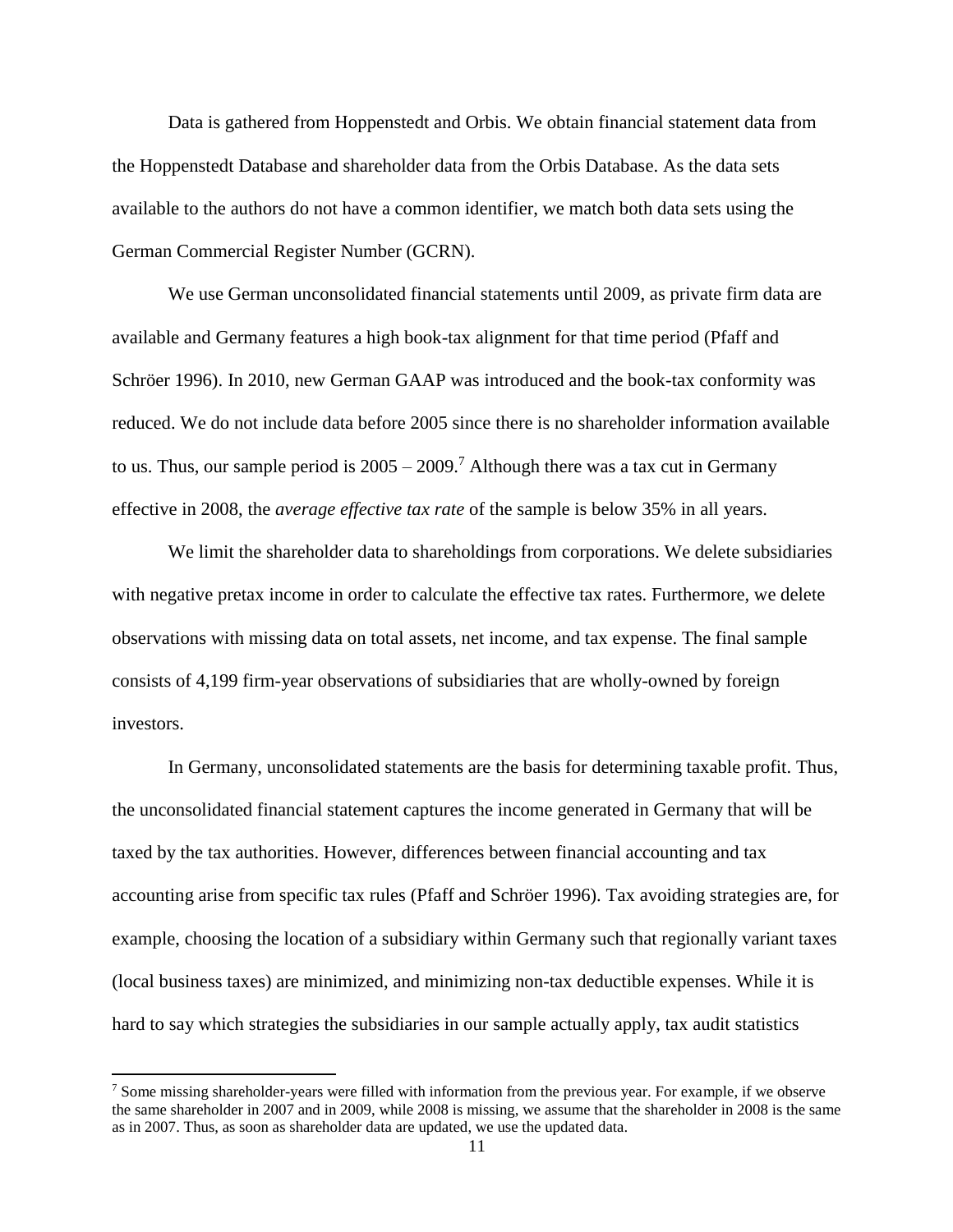Data is gathered from Hoppenstedt and Orbis. We obtain financial statement data from the Hoppenstedt Database and shareholder data from the Orbis Database. As the data sets available to the authors do not have a common identifier, we match both data sets using the German Commercial Register Number (GCRN).

We use German unconsolidated financial statements until 2009, as private firm data are available and Germany features a high book-tax alignment for that time period (Pfaff and Schröer 1996). In 2010, new German GAAP was introduced and the book-tax conformity was reduced. We do not include data before 2005 since there is no shareholder information available to us. Thus, our sample period is 2005 – 2009.[7] Although there was a tax cut in Germany effective in 2008, the *average effective tax rate* of the sample is below 35% in all years.

We limit the shareholder data to shareholdings from corporations. We delete subsidiaries with negative pretax income in order to calculate the effective tax rates. Furthermore, we delete observations with missing data on total assets, net income, and tax expense. The final sample consists of 4,199 firm-year observations of subsidiaries that are wholly-owned by foreign investors.

In Germany, unconsolidated statements are the basis for determining taxable profit. Thus, the unconsolidated financial statement captures the income generated in Germany that will be taxed by the tax authorities. However, differences between financial accounting and tax accounting arise from specific tax rules (Pfaff and Schröer 1996). Tax avoiding strategies are, for example, choosing the location of a subsidiary within Germany such that regionally variant taxes (local business taxes) are minimized, and minimizing non-tax deductible expenses. While it is hard to say which strategies the subsidiaries in our sample actually apply, tax audit statistics

[7] Some missing shareholder-years were filled with information from the previous year. For example, if we observe the same shareholder in 2007 and in 2009, while 2008 is missing, we assume that the shareholder in 2008 is the same as in 2007. Thus, as soon as shareholder data are updated, we use the updated data.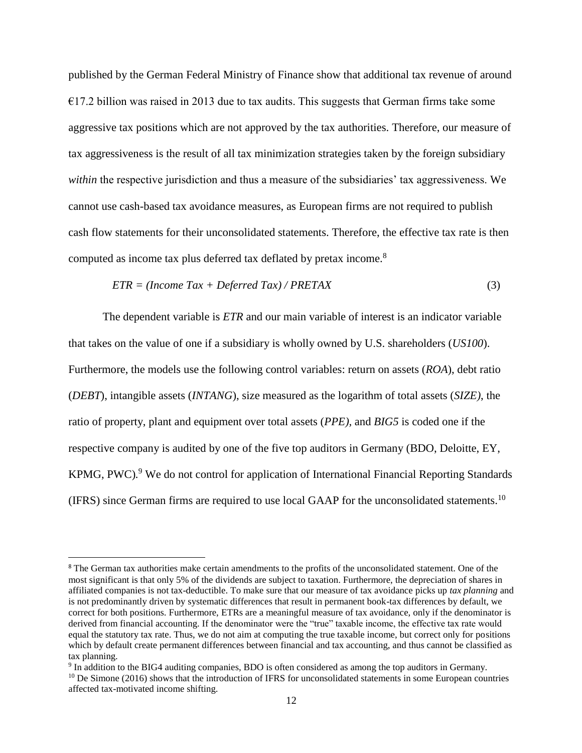published by the German Federal Ministry of Finance show that additional tax revenue of around €17.2 billion was raised in 2013 due to tax audits. This suggests that German firms take some aggressive tax positions which are not approved by the tax authorities. Therefore, our measure of tax aggressiveness is the result of all tax minimization strategies taken by the foreign subsidiary *within* the respective jurisdiction and thus a measure of the subsidiaries' tax aggressiveness. We cannot use cash-based tax avoidance measures, as European firms are not required to publish cash flow statements for their unconsolidated statements. Therefore, the effective tax rate is then computed as income tax plus deferred tax deflated by pretax income.[8]

$$ETR = (Income\ Tax + Deferred\ Tax) / PRETAX \tag{3}$$

The dependent variable is *ETR* and our main variable of interest is an indicator variable that takes on the value of one if a subsidiary is wholly owned by U.S. shareholders (*US100*). Furthermore, the models use the following control variables: return on assets (*ROA*), debt ratio (*DEBT*), intangible assets (*INTANG*), size measured as the logarithm of total assets (*SIZE)*, the ratio of property, plant and equipment over total assets (*PPE)*, and *BIG5* is coded one if the respective company is audited by one of the five top auditors in Germany (BDO, Deloitte, EY, KPMG, PWC).[9] We do not control for application of International Financial Reporting Standards (IFRS) since German firms are required to use local GAAP for the unconsolidated statements.[10]

---

[8] The German tax authorities make certain amendments to the profits of the unconsolidated statement. One of the most significant is that only 5% of the dividends are subject to taxation. Furthermore, the depreciation of shares in affiliated companies is not tax-deductible. To make sure that our measure of tax avoidance picks up *tax planning* and is not predominantly driven by systematic differences that result in permanent book-tax differences by default, we correct for both positions. Furthermore, ETRs are a meaningful measure of tax avoidance, only if the denominator is derived from financial accounting. If the denominator were the "true" taxable income, the effective tax rate would equal the statutory tax rate. Thus, we do not aim at computing the true taxable income, but correct only for positions which by default create permanent differences between financial and tax accounting, and thus cannot be classified as tax planning.

[9] In addition to the BIG4 auditing companies, BDO is often considered as among the top auditors in Germany.

[10] De Simone (2016) shows that the introduction of IFRS for unconsolidated statements in some European countries affected tax-motivated income shifting.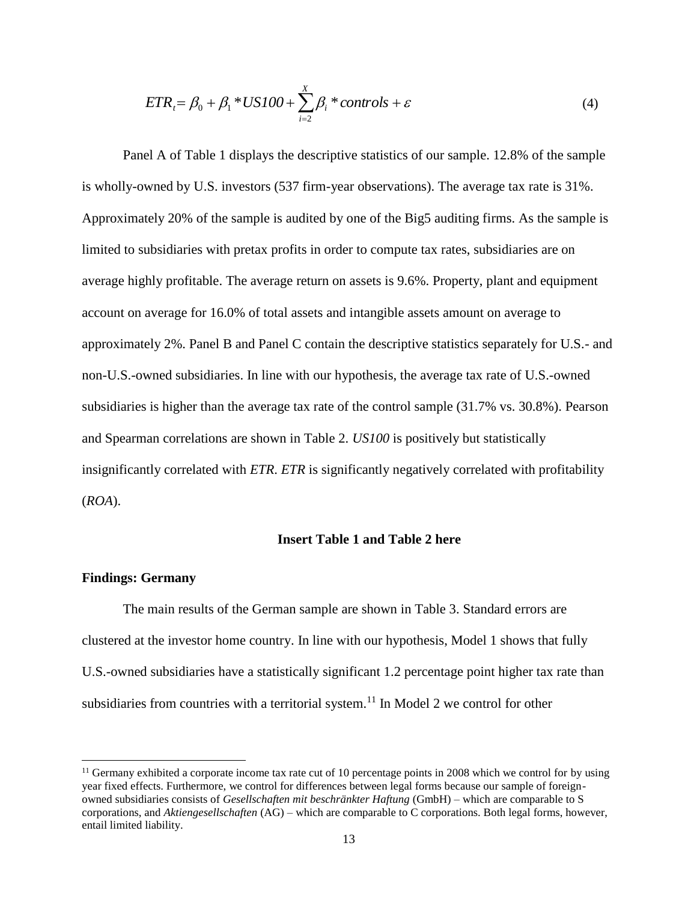$$ETR_t = \beta_0 + \beta_1 * US100 + \sum_{i=2}^{X} \beta_i * controls + \varepsilon \tag{4}$$

Panel A of Table 1 displays the descriptive statistics of our sample. 12.8% of the sample is wholly-owned by U.S. investors (537 firm-year observations). The average tax rate is 31%. Approximately 20% of the sample is audited by one of the Big5 auditing firms. As the sample is limited to subsidiaries with pretax profits in order to compute tax rates, subsidiaries are on average highly profitable. The average return on assets is 9.6%. Property, plant and equipment account on average for 16.0% of total assets and intangible assets amount on average to approximately 2%. Panel B and Panel C contain the descriptive statistics separately for U.S.- and non-U.S.-owned subsidiaries. In line with our hypothesis, the average tax rate of U.S.-owned subsidiaries is higher than the average tax rate of the control sample (31.7% vs. 30.8%). Pearson and Spearman correlations are shown in Table 2. *US100* is positively but statistically insignificantly correlated with *ETR*. *ETR* is significantly negatively correlated with profitability (*ROA*).

**Insert Table 1 and Table 2 here**

**Findings: Germany**

The main results of the German sample are shown in Table 3. Standard errors are clustered at the investor home country. In line with our hypothesis, Model 1 shows that fully U.S.-owned subsidiaries have a statistically significant 1.2 percentage point higher tax rate than subsidiaries from countries with a territorial system.[11] In Model 2 we control for other

[11] Germany exhibited a corporate income tax rate cut of 10 percentage points in 2008 which we control for by using year fixed effects. Furthermore, we control for differences between legal forms because our sample of foreign-owned subsidiaries consists of *Gesellschaften mit beschränkter Haftung* (GmbH) – which are comparable to S corporations, and *Aktiengesellschaften* (AG) – which are comparable to C corporations. Both legal forms, however, entail limited liability.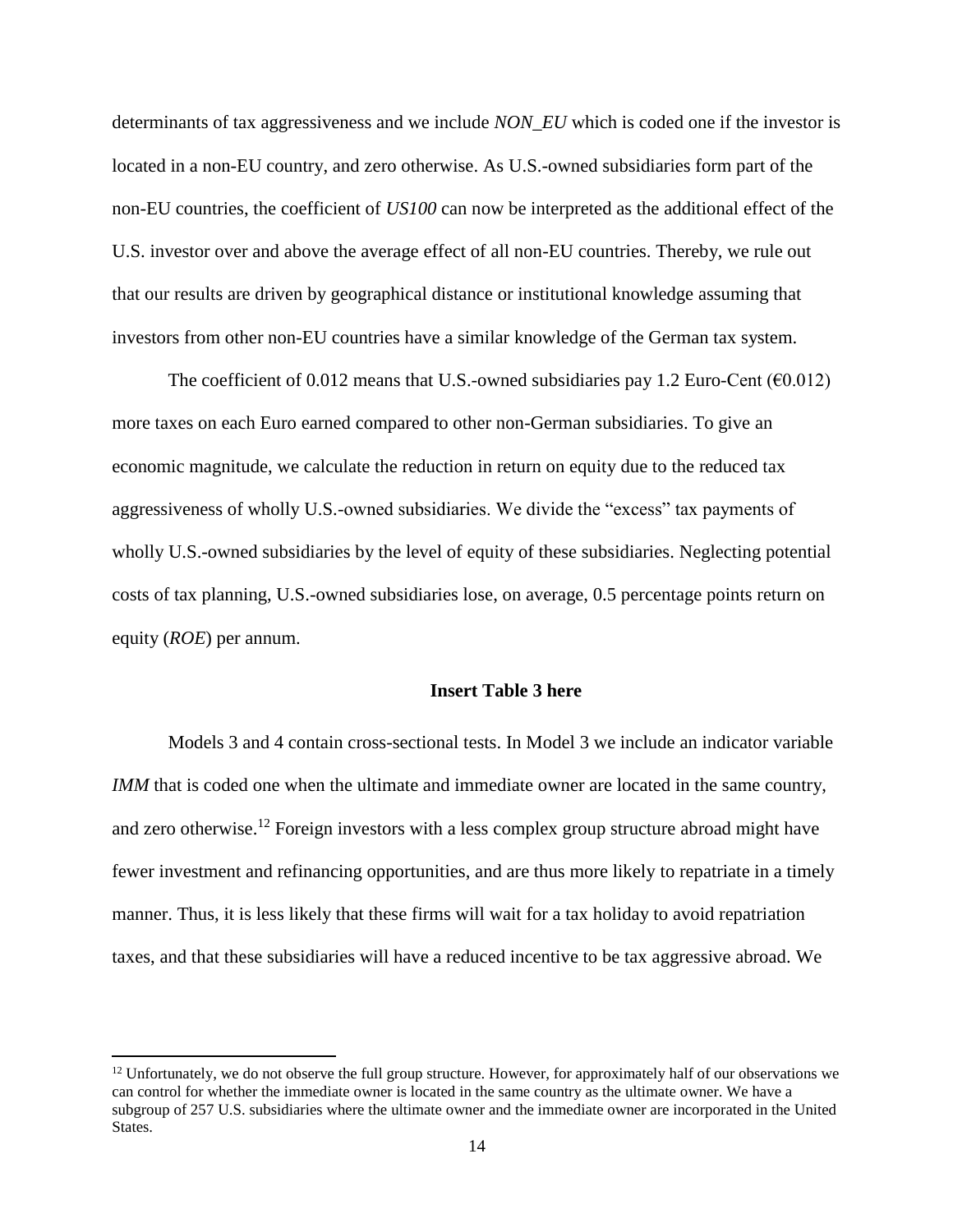determinants of tax aggressiveness and we include *NON_EU* which is coded one if the investor is located in a non-EU country, and zero otherwise. As U.S.-owned subsidiaries form part of the non-EU countries, the coefficient of *US100* can now be interpreted as the additional effect of the U.S. investor over and above the average effect of all non-EU countries. Thereby, we rule out that our results are driven by geographical distance or institutional knowledge assuming that investors from other non-EU countries have a similar knowledge of the German tax system.

The coefficient of 0.012 means that U.S.-owned subsidiaries pay 1.2 Euro-Cent (€0.012) more taxes on each Euro earned compared to other non-German subsidiaries. To give an economic magnitude, we calculate the reduction in return on equity due to the reduced tax aggressiveness of wholly U.S.-owned subsidiaries. We divide the "excess" tax payments of wholly U.S.-owned subsidiaries by the level of equity of these subsidiaries. Neglecting potential costs of tax planning, U.S.-owned subsidiaries lose, on average, 0.5 percentage points return on equity (*ROE*) per annum.

**Insert Table 3 here**

Models 3 and 4 contain cross-sectional tests. In Model 3 we include an indicator variable *IMM* that is coded one when the ultimate and immediate owner are located in the same country, and zero otherwise.[12] Foreign investors with a less complex group structure abroad might have fewer investment and refinancing opportunities, and are thus more likely to repatriate in a timely manner. Thus, it is less likely that these firms will wait for a tax holiday to avoid repatriation taxes, and that these subsidiaries will have a reduced incentive to be tax aggressive abroad. We

[12] Unfortunately, we do not observe the full group structure. However, for approximately half of our observations we can control for whether the immediate owner is located in the same country as the ultimate owner. We have a subgroup of 257 U.S. subsidiaries where the ultimate owner and the immediate owner are incorporated in the United States.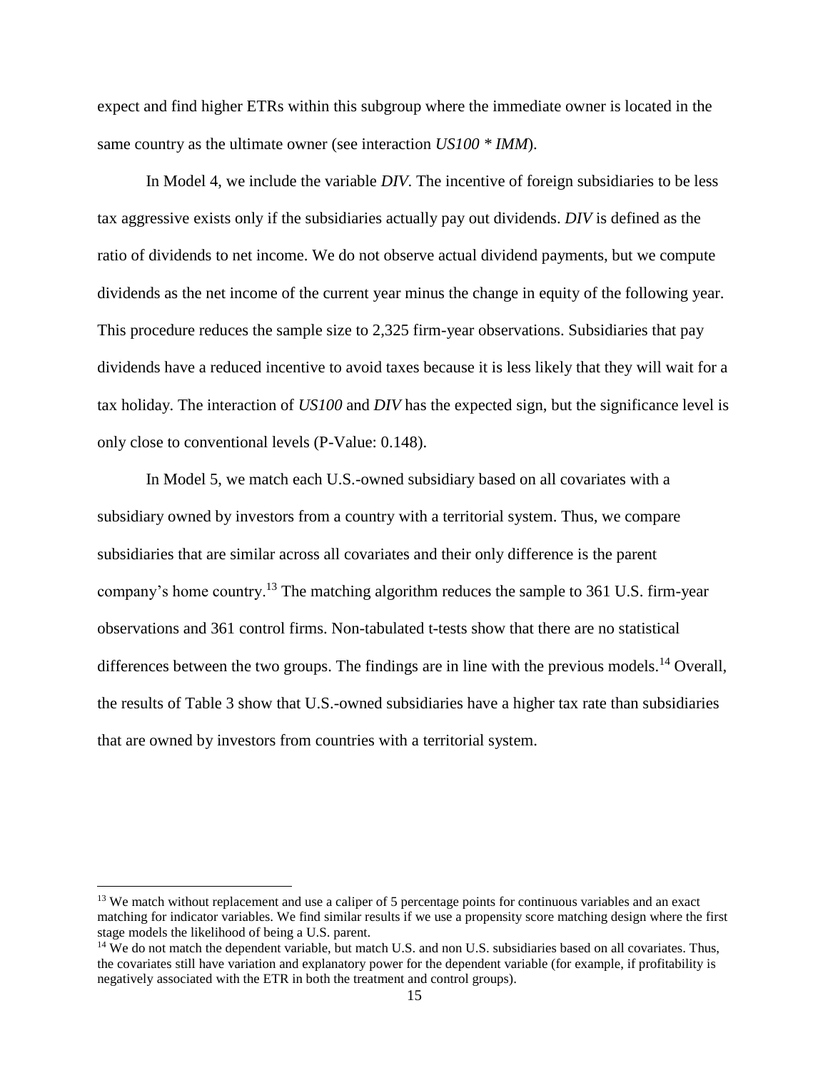expect and find higher ETRs within this subgroup where the immediate owner is located in the same country as the ultimate owner (see interaction *US100 * IMM*).

In Model 4, we include the variable *DIV*. The incentive of foreign subsidiaries to be less tax aggressive exists only if the subsidiaries actually pay out dividends. *DIV* is defined as the ratio of dividends to net income. We do not observe actual dividend payments, but we compute dividends as the net income of the current year minus the change in equity of the following year. This procedure reduces the sample size to 2,325 firm-year observations. Subsidiaries that pay dividends have a reduced incentive to avoid taxes because it is less likely that they will wait for a tax holiday. The interaction of *US100* and *DIV* has the expected sign, but the significance level is only close to conventional levels (P-Value: 0.148).

In Model 5, we match each U.S.-owned subsidiary based on all covariates with a subsidiary owned by investors from a country with a territorial system. Thus, we compare subsidiaries that are similar across all covariates and their only difference is the parent company's home country.[13] The matching algorithm reduces the sample to 361 U.S. firm-year observations and 361 control firms. Non-tabulated t-tests show that there are no statistical differences between the two groups. The findings are in line with the previous models.[14] Overall, the results of Table 3 show that U.S.-owned subsidiaries have a higher tax rate than subsidiaries that are owned by investors from countries with a territorial system.

[13] We match without replacement and use a caliper of 5 percentage points for continuous variables and an exact matching for indicator variables. We find similar results if we use a propensity score matching design where the first stage models the likelihood of being a U.S. parent.

[14] We do not match the dependent variable, but match U.S. and non U.S. subsidiaries based on all covariates. Thus, the covariates still have variation and explanatory power for the dependent variable (for example, if profitability is negatively associated with the ETR in both the treatment and control groups).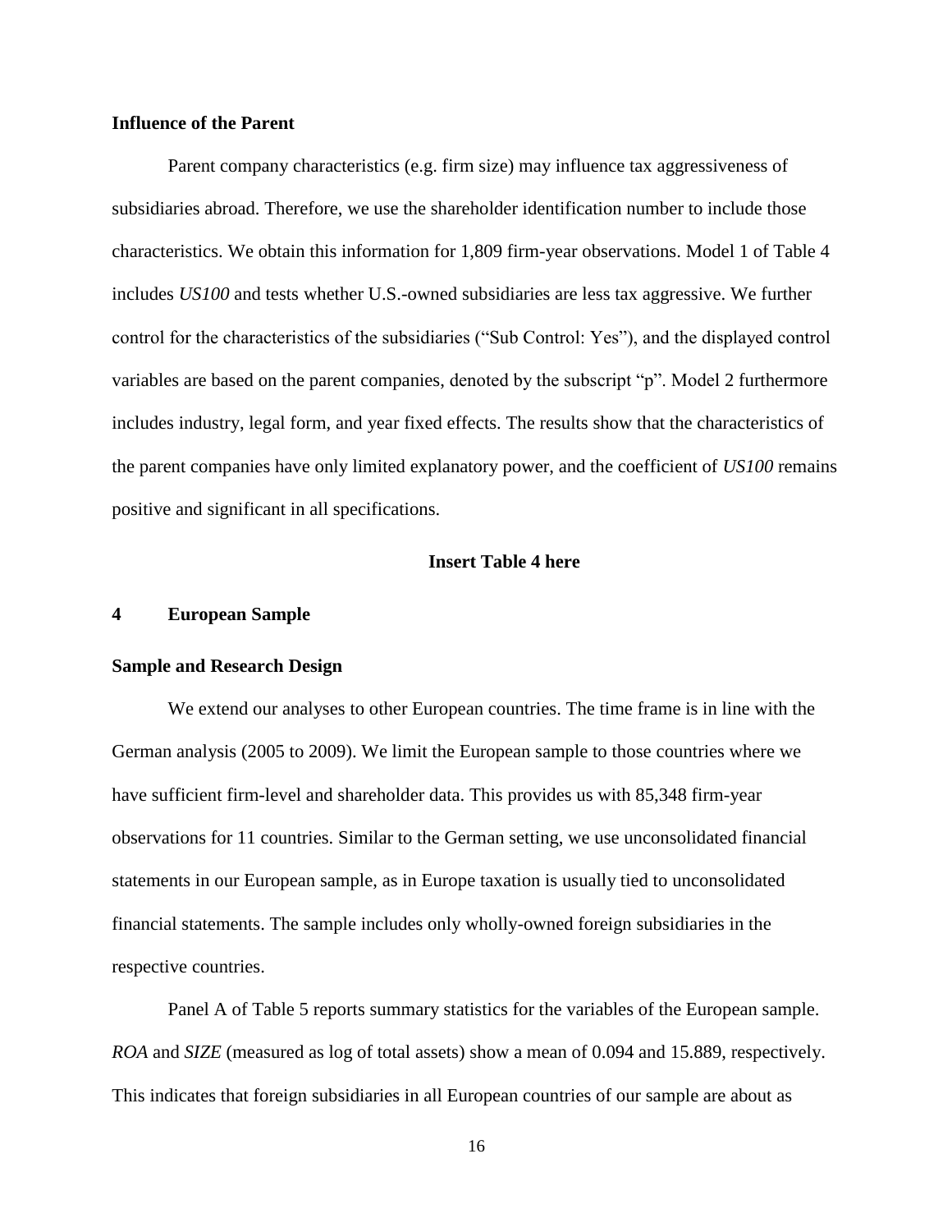**Influence of the Parent**

Parent company characteristics (e.g. firm size) may influence tax aggressiveness of subsidiaries abroad. Therefore, we use the shareholder identification number to include those characteristics. We obtain this information for 1,809 firm-year observations. Model 1 of Table 4 includes *US100* and tests whether U.S.-owned subsidiaries are less tax aggressive. We further control for the characteristics of the subsidiaries ("Sub Control: Yes"), and the displayed control variables are based on the parent companies, denoted by the subscript "p". Model 2 furthermore includes industry, legal form, and year fixed effects. The results show that the characteristics of the parent companies have only limited explanatory power, and the coefficient of *US100* remains positive and significant in all specifications.

**Insert Table 4 here**

## 4 European Sample

**Sample and Research Design**

We extend our analyses to other European countries. The time frame is in line with the German analysis (2005 to 2009). We limit the European sample to those countries where we have sufficient firm-level and shareholder data. This provides us with 85,348 firm-year observations for 11 countries. Similar to the German setting, we use unconsolidated financial statements in our European sample, as in Europe taxation is usually tied to unconsolidated financial statements. The sample includes only wholly-owned foreign subsidiaries in the respective countries.

Panel A of Table 5 reports summary statistics for the variables of the European sample. *ROA* and *SIZE* (measured as log of total assets) show a mean of 0.094 and 15.889, respectively. This indicates that foreign subsidiaries in all European countries of our sample are about as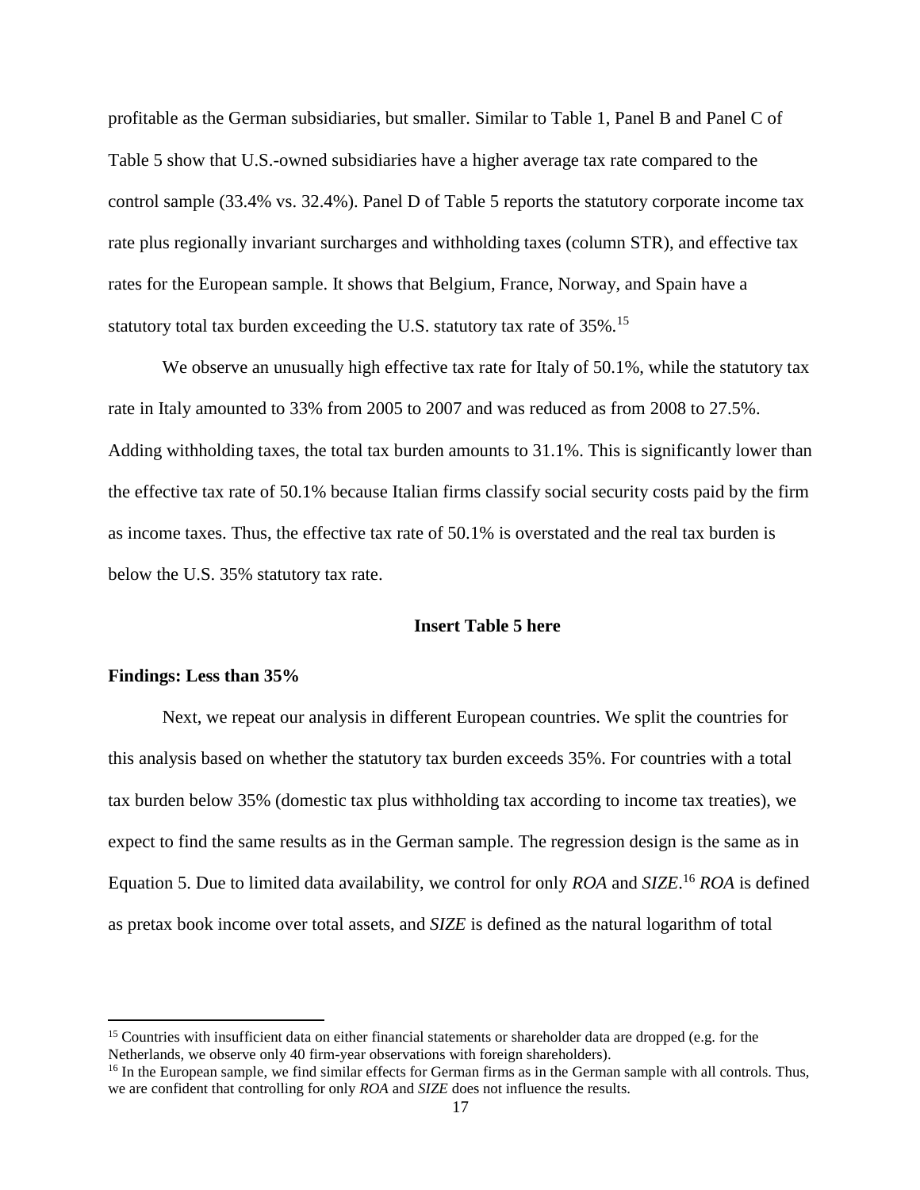profitable as the German subsidiaries, but smaller. Similar to Table 1, Panel B and Panel C of Table 5 show that U.S.-owned subsidiaries have a higher average tax rate compared to the control sample (33.4% vs. 32.4%). Panel D of Table 5 reports the statutory corporate income tax rate plus regionally invariant surcharges and withholding taxes (column STR), and effective tax rates for the European sample. It shows that Belgium, France, Norway, and Spain have a statutory total tax burden exceeding the U.S. statutory tax rate of 35%.[15]

We observe an unusually high effective tax rate for Italy of 50.1%, while the statutory tax rate in Italy amounted to 33% from 2005 to 2007 and was reduced as from 2008 to 27.5%. Adding withholding taxes, the total tax burden amounts to 31.1%. This is significantly lower than the effective tax rate of 50.1% because Italian firms classify social security costs paid by the firm as income taxes. Thus, the effective tax rate of 50.1% is overstated and the real tax burden is below the U.S. 35% statutory tax rate.

**Insert Table 5 here**

**Findings: Less than 35%**

Next, we repeat our analysis in different European countries. We split the countries for this analysis based on whether the statutory tax burden exceeds 35%. For countries with a total tax burden below 35% (domestic tax plus withholding tax according to income tax treaties), we expect to find the same results as in the German sample. The regression design is the same as in Equation 5. Due to limited data availability, we control for only *ROA* and *SIZE*.[16] *ROA* is defined as pretax book income over total assets, and *SIZE* is defined as the natural logarithm of total

[15] Countries with insufficient data on either financial statements or shareholder data are dropped (e.g. for the Netherlands, we observe only 40 firm-year observations with foreign shareholders).

[16] In the European sample, we find similar effects for German firms as in the German sample with all controls. Thus, we are confident that controlling for only *ROA* and *SIZE* does not influence the results.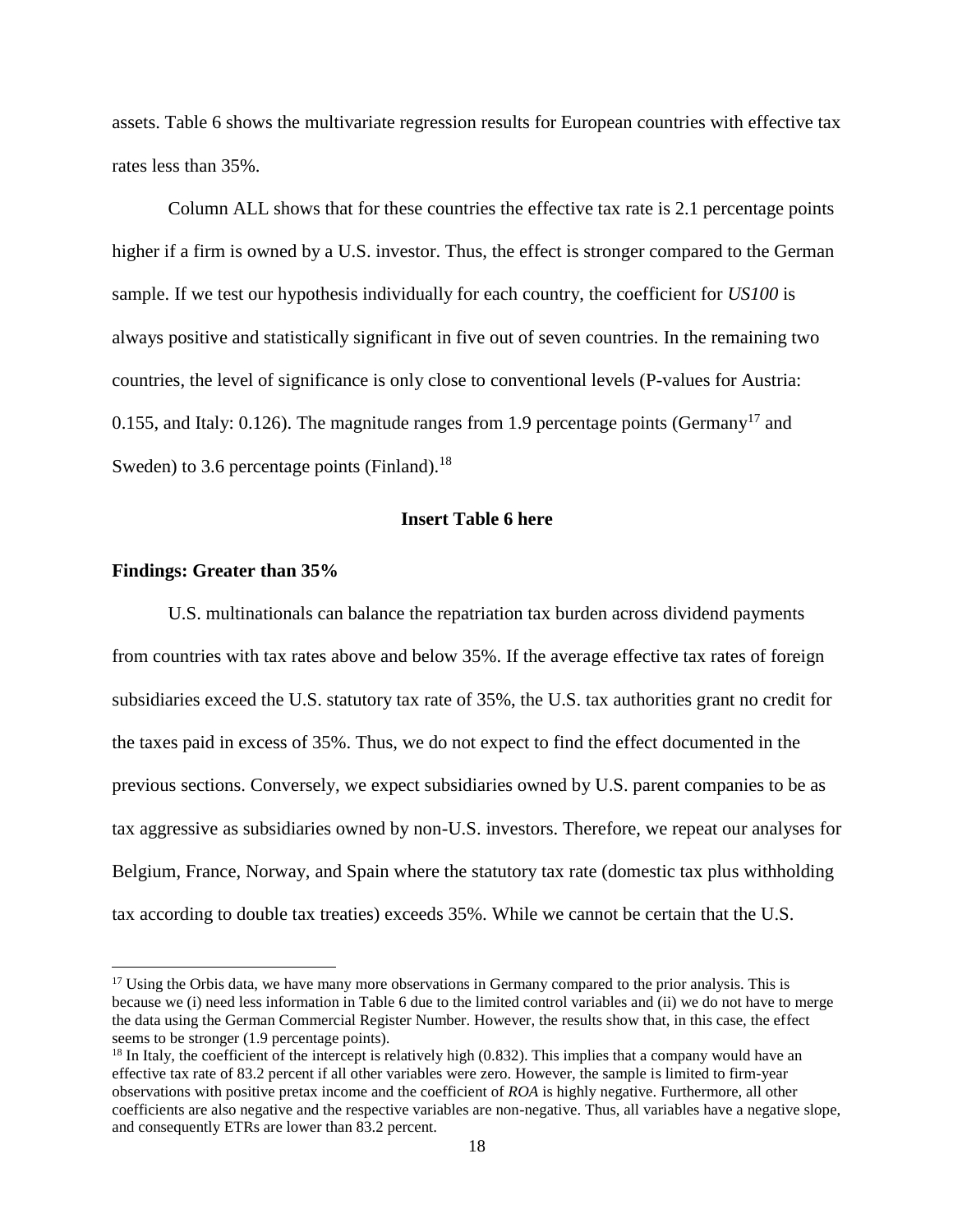assets. Table 6 shows the multivariate regression results for European countries with effective tax rates less than 35%.

Column ALL shows that for these countries the effective tax rate is 2.1 percentage points higher if a firm is owned by a U.S. investor. Thus, the effect is stronger compared to the German sample. If we test our hypothesis individually for each country, the coefficient for *US100* is always positive and statistically significant in five out of seven countries. In the remaining two countries, the level of significance is only close to conventional levels (P-values for Austria: 0.155, and Italy: 0.126). The magnitude ranges from 1.9 percentage points (Germany[17] and Sweden) to 3.6 percentage points (Finland).[18]

**Insert Table 6 here**

**Findings: Greater than 35%**

U.S. multinationals can balance the repatriation tax burden across dividend payments from countries with tax rates above and below 35%. If the average effective tax rates of foreign subsidiaries exceed the U.S. statutory tax rate of 35%, the U.S. tax authorities grant no credit for the taxes paid in excess of 35%. Thus, we do not expect to find the effect documented in the previous sections. Conversely, we expect subsidiaries owned by U.S. parent companies to be as tax aggressive as subsidiaries owned by non-U.S. investors. Therefore, we repeat our analyses for Belgium, France, Norway, and Spain where the statutory tax rate (domestic tax plus withholding tax according to double tax treaties) exceeds 35%. While we cannot be certain that the U.S.

[17] Using the Orbis data, we have many more observations in Germany compared to the prior analysis. This is because we (i) need less information in Table 6 due to the limited control variables and (ii) we do not have to merge the data using the German Commercial Register Number. However, the results show that, in this case, the effect seems to be stronger (1.9 percentage points).

[18] In Italy, the coefficient of the intercept is relatively high (0.832). This implies that a company would have an effective tax rate of 83.2 percent if all other variables were zero. However, the sample is limited to firm-year observations with positive pretax income and the coefficient of *ROA* is highly negative. Furthermore, all other coefficients are also negative and the respective variables are non-negative. Thus, all variables have a negative slope, and consequently ETRs are lower than 83.2 percent.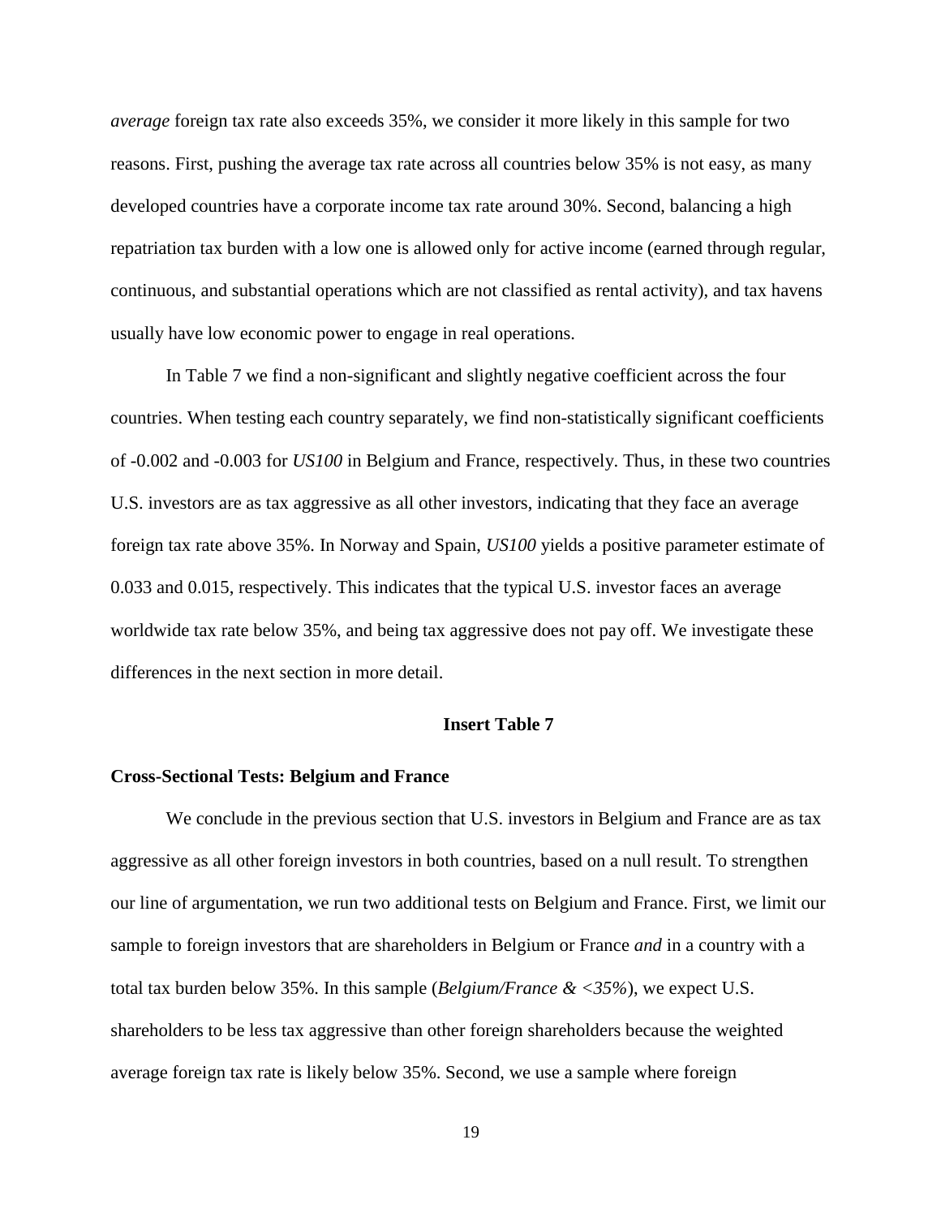*average* foreign tax rate also exceeds 35%, we consider it more likely in this sample for two reasons. First, pushing the average tax rate across all countries below 35% is not easy, as many developed countries have a corporate income tax rate around 30%. Second, balancing a high repatriation tax burden with a low one is allowed only for active income (earned through regular, continuous, and substantial operations which are not classified as rental activity), and tax havens usually have low economic power to engage in real operations.

In Table 7 we find a non-significant and slightly negative coefficient across the four countries. When testing each country separately, we find non-statistically significant coefficients of -0.002 and -0.003 for *US100* in Belgium and France, respectively. Thus, in these two countries U.S. investors are as tax aggressive as all other investors, indicating that they face an average foreign tax rate above 35%. In Norway and Spain, *US100* yields a positive parameter estimate of 0.033 and 0.015, respectively. This indicates that the typical U.S. investor faces an average worldwide tax rate below 35%, and being tax aggressive does not pay off. We investigate these differences in the next section in more detail.

**Insert Table 7**

### Cross-Sectional Tests: Belgium and France

We conclude in the previous section that U.S. investors in Belgium and France are as tax aggressive as all other foreign investors in both countries, based on a null result. To strengthen our line of argumentation, we run two additional tests on Belgium and France. First, we limit our sample to foreign investors that are shareholders in Belgium or France *and* in a country with a total tax burden below 35%. In this sample (*Belgium/France & <35%*), we expect U.S. shareholders to be less tax aggressive than other foreign shareholders because the weighted average foreign tax rate is likely below 35%. Second, we use a sample where foreign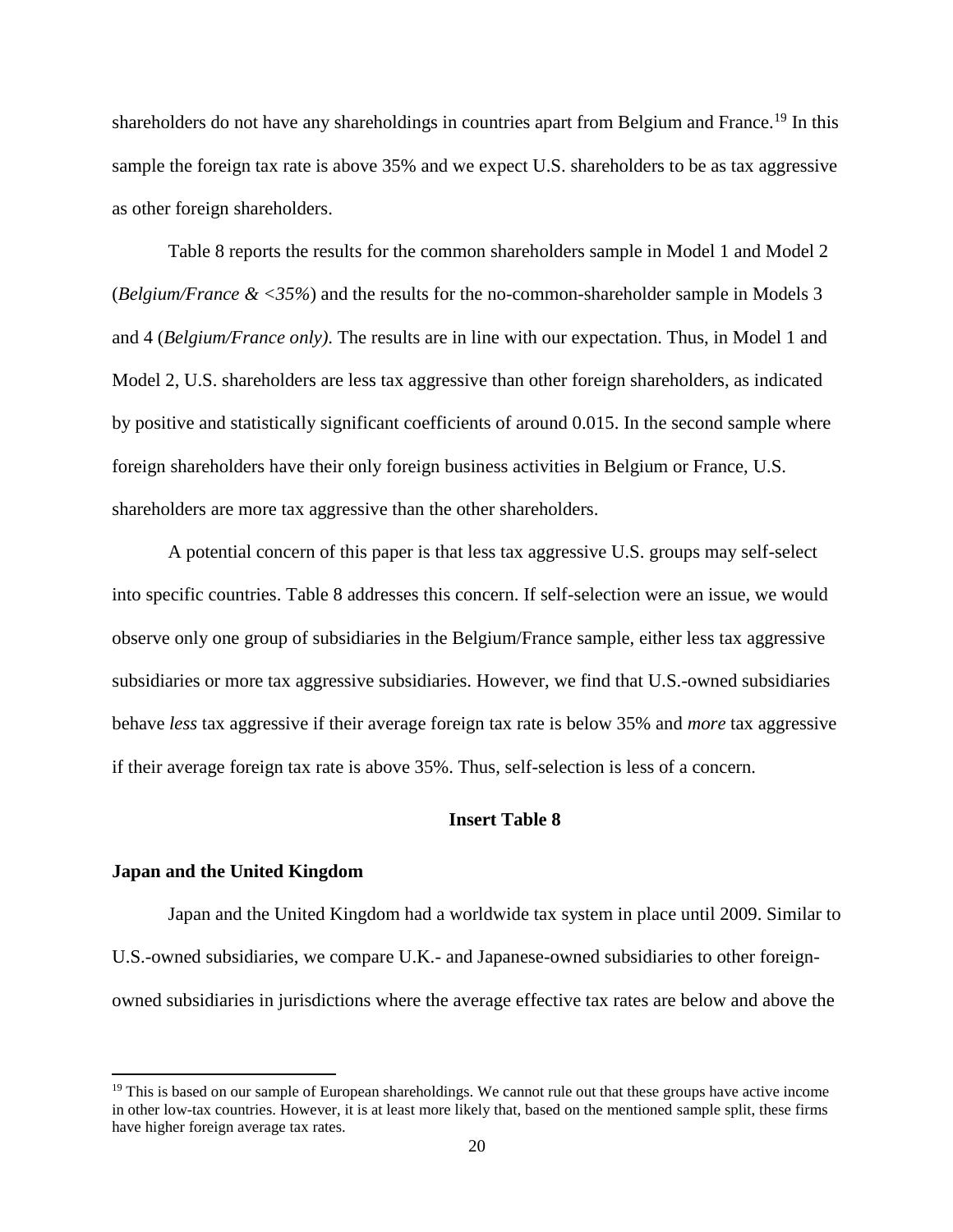shareholders do not have any shareholdings in countries apart from Belgium and France.[19] In this sample the foreign tax rate is above 35% and we expect U.S. shareholders to be as tax aggressive as other foreign shareholders.

Table 8 reports the results for the common shareholders sample in Model 1 and Model 2 (*Belgium/France & <35%*) and the results for the no-common-shareholder sample in Models 3 and 4 (*Belgium/France only)*. The results are in line with our expectation. Thus, in Model 1 and Model 2, U.S. shareholders are less tax aggressive than other foreign shareholders, as indicated by positive and statistically significant coefficients of around 0.015. In the second sample where foreign shareholders have their only foreign business activities in Belgium or France, U.S. shareholders are more tax aggressive than the other shareholders.

A potential concern of this paper is that less tax aggressive U.S. groups may self-select into specific countries. Table 8 addresses this concern. If self-selection were an issue, we would observe only one group of subsidiaries in the Belgium/France sample, either less tax aggressive subsidiaries or more tax aggressive subsidiaries. However, we find that U.S.-owned subsidiaries behave *less* tax aggressive if their average foreign tax rate is below 35% and *more* tax aggressive if their average foreign tax rate is above 35%. Thus, self-selection is less of a concern.

**Insert Table 8**

**Japan and the United Kingdom**

Japan and the United Kingdom had a worldwide tax system in place until 2009. Similar to U.S.-owned subsidiaries, we compare U.K.- and Japanese-owned subsidiaries to other foreign-owned subsidiaries in jurisdictions where the average effective tax rates are below and above the

[19] This is based on our sample of European shareholdings. We cannot rule out that these groups have active income in other low-tax countries. However, it is at least more likely that, based on the mentioned sample split, these firms have higher foreign average tax rates.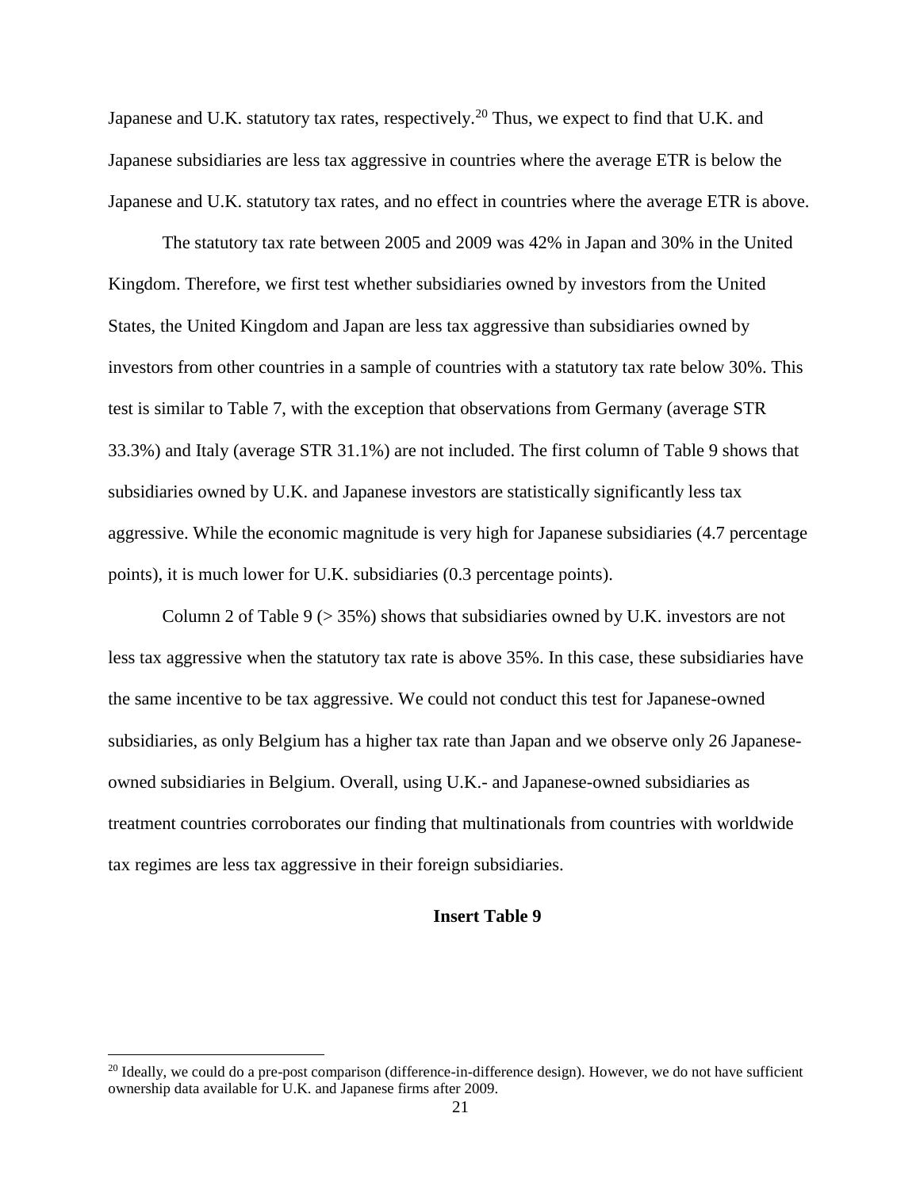Japanese and U.K. statutory tax rates, respectively.[20] Thus, we expect to find that U.K. and Japanese subsidiaries are less tax aggressive in countries where the average ETR is below the Japanese and U.K. statutory tax rates, and no effect in countries where the average ETR is above.

The statutory tax rate between 2005 and 2009 was 42% in Japan and 30% in the United Kingdom. Therefore, we first test whether subsidiaries owned by investors from the United States, the United Kingdom and Japan are less tax aggressive than subsidiaries owned by investors from other countries in a sample of countries with a statutory tax rate below 30%. This test is similar to Table 7, with the exception that observations from Germany (average STR 33.3%) and Italy (average STR 31.1%) are not included. The first column of Table 9 shows that subsidiaries owned by U.K. and Japanese investors are statistically significantly less tax aggressive. While the economic magnitude is very high for Japanese subsidiaries (4.7 percentage points), it is much lower for U.K. subsidiaries (0.3 percentage points).

Column 2 of Table 9 (> 35%) shows that subsidiaries owned by U.K. investors are not less tax aggressive when the statutory tax rate is above 35%. In this case, these subsidiaries have the same incentive to be tax aggressive. We could not conduct this test for Japanese-owned subsidiaries, as only Belgium has a higher tax rate than Japan and we observe only 26 Japanese-owned subsidiaries in Belgium. Overall, using U.K.- and Japanese-owned subsidiaries as treatment countries corroborates our finding that multinationals from countries with worldwide tax regimes are less tax aggressive in their foreign subsidiaries.

**Insert Table 9**

[20] Ideally, we could do a pre-post comparison (difference-in-difference design). However, we do not have sufficient ownership data available for U.K. and Japanese firms after 2009.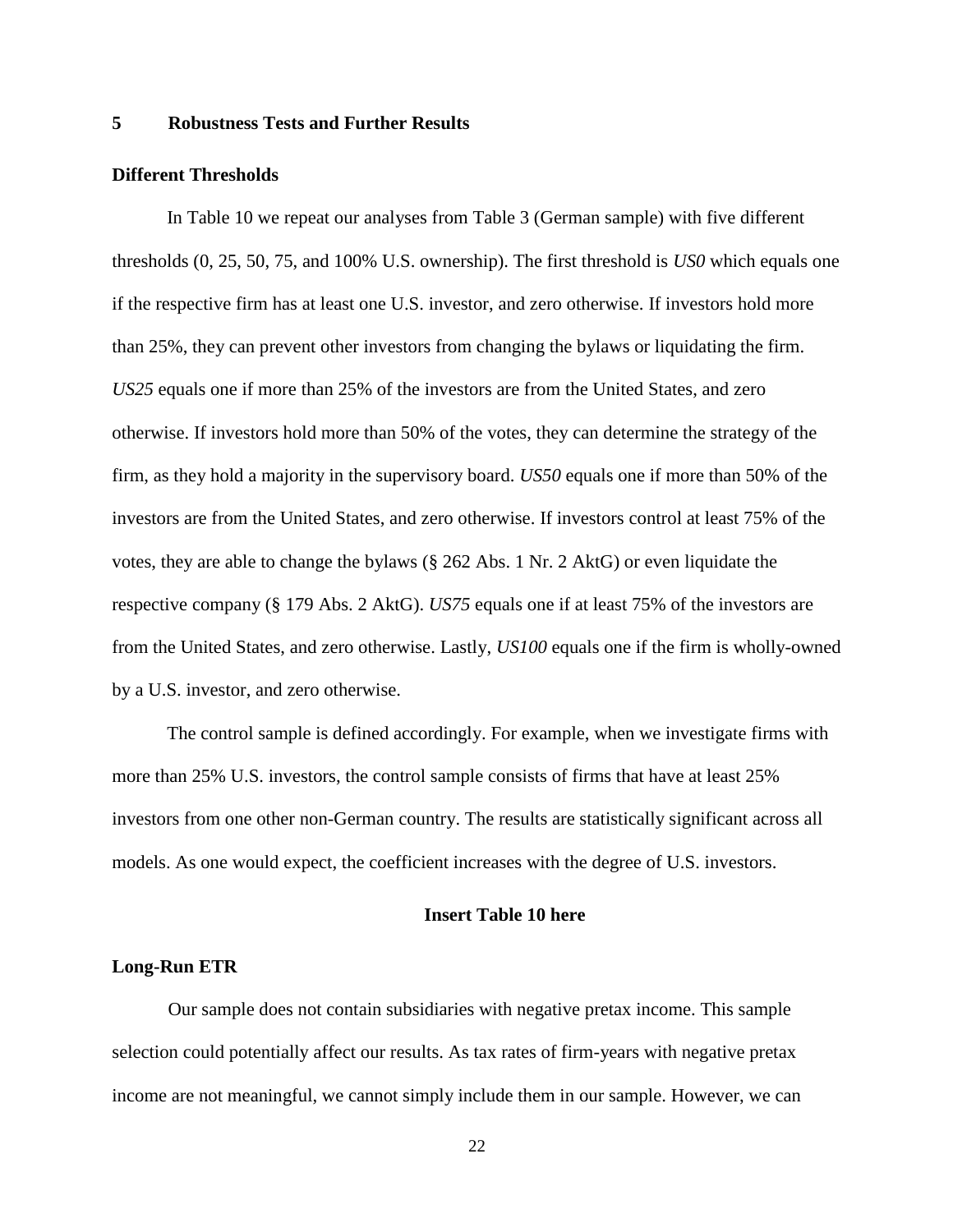## 5 Robustness Tests and Further Results

### Different Thresholds

In Table 10 we repeat our analyses from Table 3 (German sample) with five different thresholds (0, 25, 50, 75, and 100% U.S. ownership). The first threshold is *US0* which equals one if the respective firm has at least one U.S. investor, and zero otherwise. If investors hold more than 25%, they can prevent other investors from changing the bylaws or liquidating the firm. *US25* equals one if more than 25% of the investors are from the United States, and zero otherwise. If investors hold more than 50% of the votes, they can determine the strategy of the firm, as they hold a majority in the supervisory board. *US50* equals one if more than 50% of the investors are from the United States, and zero otherwise. If investors control at least 75% of the votes, they are able to change the bylaws (§ 262 Abs. 1 Nr. 2 AktG) or even liquidate the respective company (§ 179 Abs. 2 AktG). *US75* equals one if at least 75% of the investors are from the United States, and zero otherwise. Lastly, *US100* equals one if the firm is wholly-owned by a U.S. investor, and zero otherwise.

The control sample is defined accordingly. For example, when we investigate firms with more than 25% U.S. investors, the control sample consists of firms that have at least 25% investors from one other non-German country. The results are statistically significant across all models. As one would expect, the coefficient increases with the degree of U.S. investors.

**Insert Table 10 here**

### Long-Run ETR

Our sample does not contain subsidiaries with negative pretax income. This sample selection could potentially affect our results. As tax rates of firm-years with negative pretax income are not meaningful, we cannot simply include them in our sample. However, we can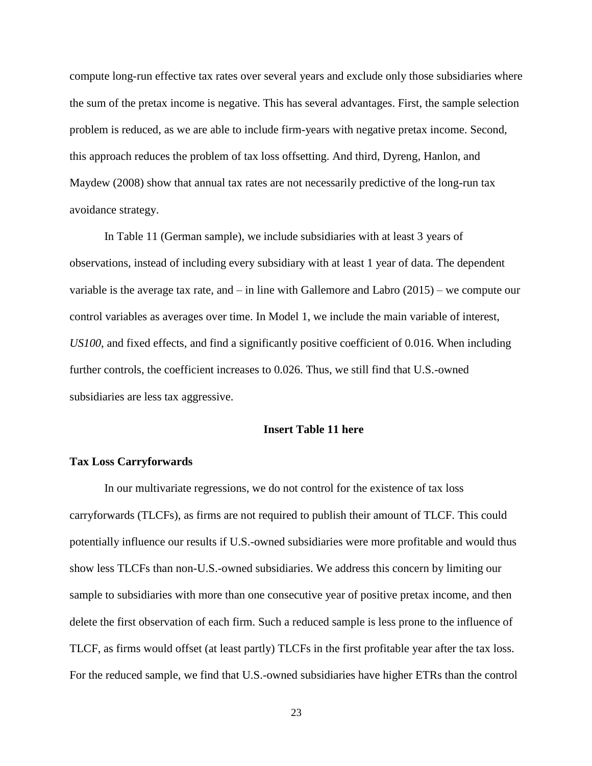compute long-run effective tax rates over several years and exclude only those subsidiaries where the sum of the pretax income is negative. This has several advantages. First, the sample selection problem is reduced, as we are able to include firm-years with negative pretax income. Second, this approach reduces the problem of tax loss offsetting. And third, Dyreng, Hanlon, and Maydew (2008) show that annual tax rates are not necessarily predictive of the long-run tax avoidance strategy.

In Table 11 (German sample), we include subsidiaries with at least 3 years of observations, instead of including every subsidiary with at least 1 year of data. The dependent variable is the average tax rate, and – in line with Gallemore and Labro (2015) – we compute our control variables as averages over time. In Model 1, we include the main variable of interest, *US100*, and fixed effects, and find a significantly positive coefficient of 0.016. When including further controls, the coefficient increases to 0.026. Thus, we still find that U.S.-owned subsidiaries are less tax aggressive.

**Insert Table 11 here**

### Tax Loss Carryforwards

In our multivariate regressions, we do not control for the existence of tax loss carryforwards (TLCFs), as firms are not required to publish their amount of TLCF. This could potentially influence our results if U.S.-owned subsidiaries were more profitable and would thus show less TLCFs than non-U.S.-owned subsidiaries. We address this concern by limiting our sample to subsidiaries with more than one consecutive year of positive pretax income, and then delete the first observation of each firm. Such a reduced sample is less prone to the influence of TLCF, as firms would offset (at least partly) TLCFs in the first profitable year after the tax loss. For the reduced sample, we find that U.S.-owned subsidiaries have higher ETRs than the control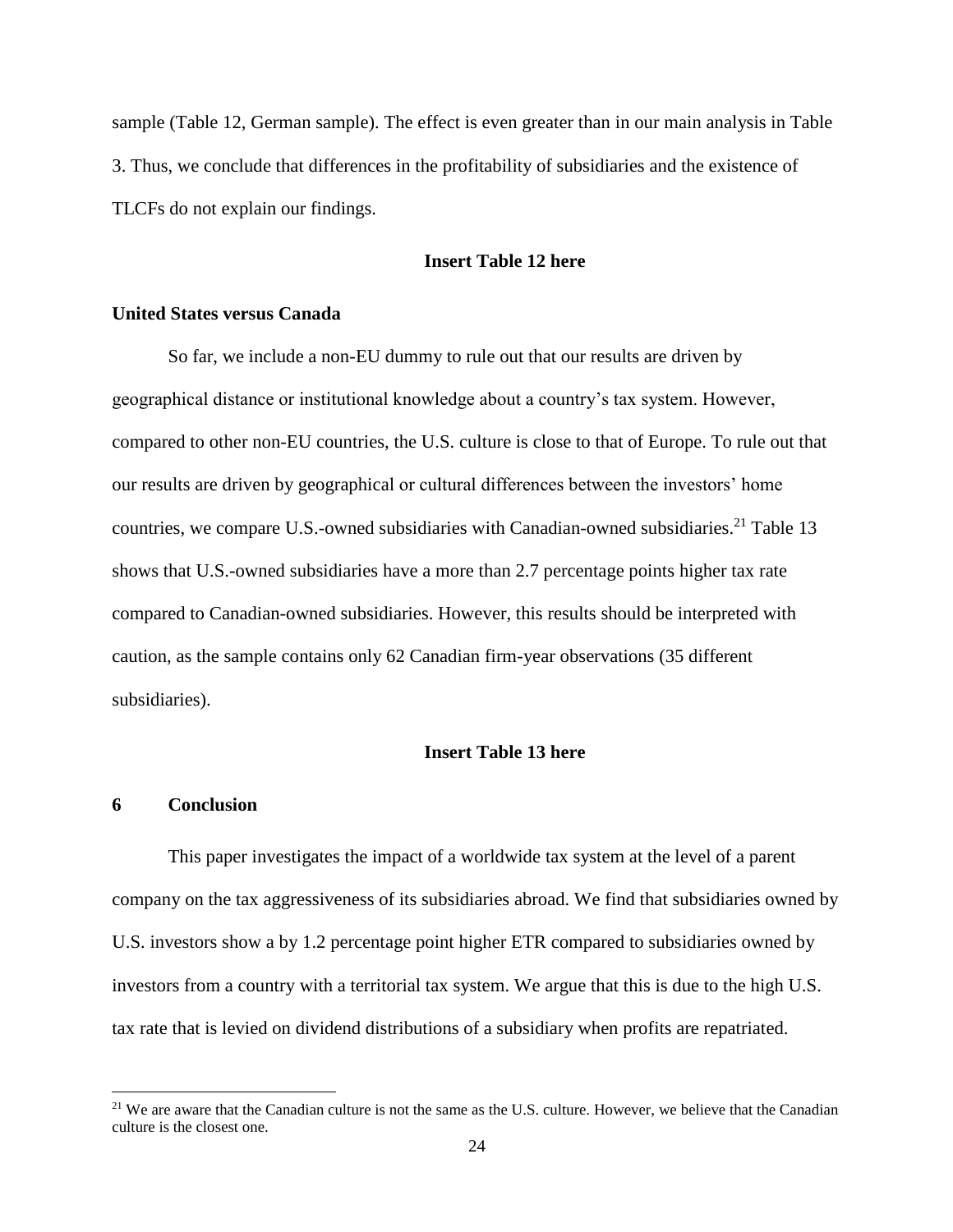sample (Table 12, German sample). The effect is even greater than in our main analysis in Table 3. Thus, we conclude that differences in the profitability of subsidiaries and the existence of TLCFs do not explain our findings.

**Insert Table 12 here**

**United States versus Canada**

So far, we include a non-EU dummy to rule out that our results are driven by geographical distance or institutional knowledge about a country's tax system. However, compared to other non-EU countries, the U.S. culture is close to that of Europe. To rule out that our results are driven by geographical or cultural differences between the investors' home countries, we compare U.S.-owned subsidiaries with Canadian-owned subsidiaries.[21] Table 13 shows that U.S.-owned subsidiaries have a more than 2.7 percentage points higher tax rate compared to Canadian-owned subsidiaries. However, this results should be interpreted with caution, as the sample contains only 62 Canadian firm-year observations (35 different subsidiaries).

**Insert Table 13 here**

## 6 Conclusion

This paper investigates the impact of a worldwide tax system at the level of a parent company on the tax aggressiveness of its subsidiaries abroad. We find that subsidiaries owned by U.S. investors show a by 1.2 percentage point higher ETR compared to subsidiaries owned by investors from a country with a territorial tax system. We argue that this is due to the high U.S. tax rate that is levied on dividend distributions of a subsidiary when profits are repatriated.

[21] We are aware that the Canadian culture is not the same as the U.S. culture. However, we believe that the Canadian culture is the closest one.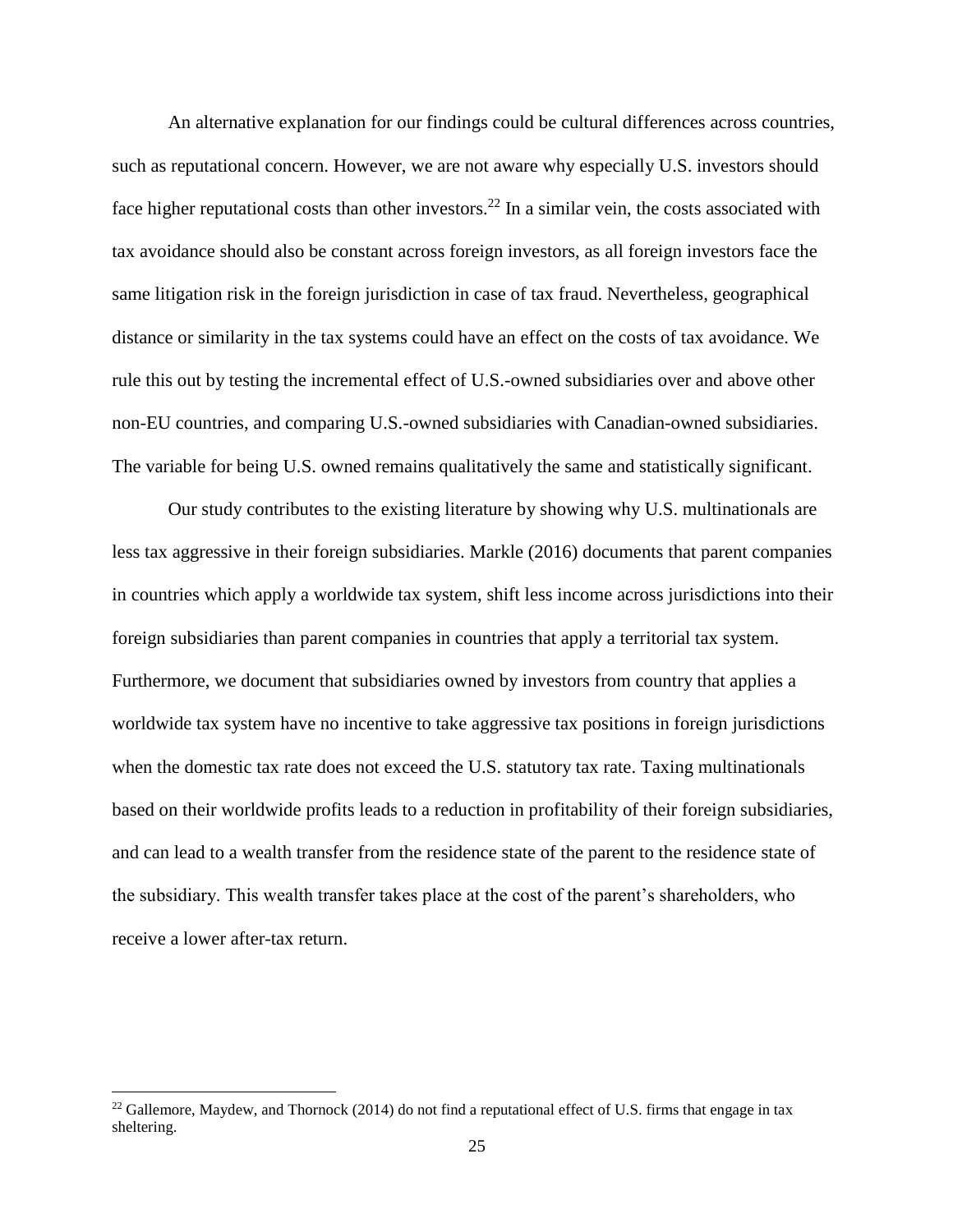An alternative explanation for our findings could be cultural differences across countries, such as reputational concern. However, we are not aware why especially U.S. investors should face higher reputational costs than other investors.[22] In a similar vein, the costs associated with tax avoidance should also be constant across foreign investors, as all foreign investors face the same litigation risk in the foreign jurisdiction in case of tax fraud. Nevertheless, geographical distance or similarity in the tax systems could have an effect on the costs of tax avoidance. We rule this out by testing the incremental effect of U.S.-owned subsidiaries over and above other non-EU countries, and comparing U.S.-owned subsidiaries with Canadian-owned subsidiaries. The variable for being U.S. owned remains qualitatively the same and statistically significant.

Our study contributes to the existing literature by showing why U.S. multinationals are less tax aggressive in their foreign subsidiaries. Markle (2016) documents that parent companies in countries which apply a worldwide tax system, shift less income across jurisdictions into their foreign subsidiaries than parent companies in countries that apply a territorial tax system. Furthermore, we document that subsidiaries owned by investors from country that applies a worldwide tax system have no incentive to take aggressive tax positions in foreign jurisdictions when the domestic tax rate does not exceed the U.S. statutory tax rate. Taxing multinationals based on their worldwide profits leads to a reduction in profitability of their foreign subsidiaries, and can lead to a wealth transfer from the residence state of the parent to the residence state of the subsidiary. This wealth transfer takes place at the cost of the parent's shareholders, who receive a lower after-tax return.

[22] Gallemore, Maydew, and Thornock (2014) do not find a reputational effect of U.S. firms that engage in tax sheltering.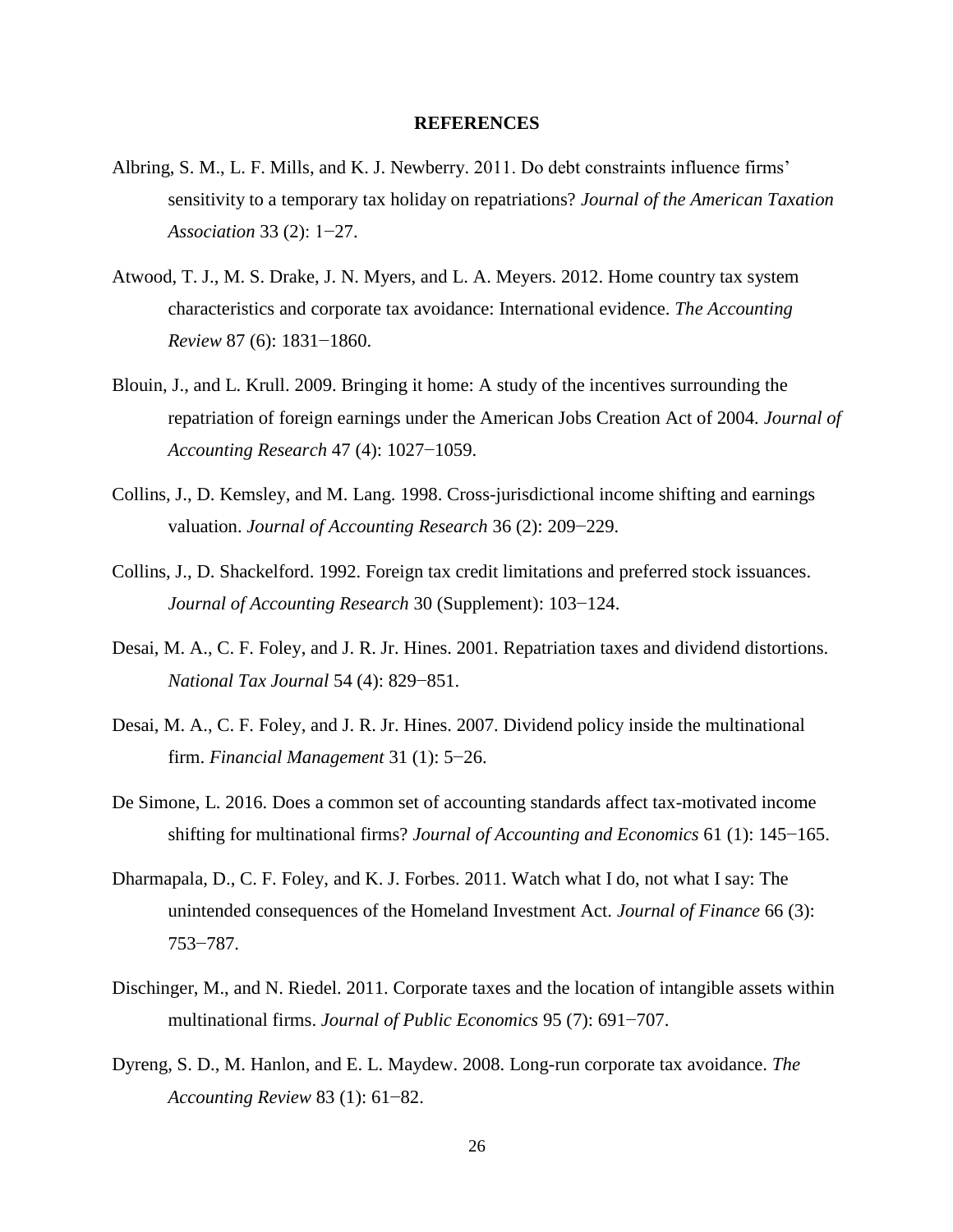## REFERENCES

Albring, S. M., L. F. Mills, and K. J. Newberry. 2011. Do debt constraints influence firms' sensitivity to a temporary tax holiday on repatriations? *Journal of the American Taxation Association* 33 (2): 1−27.

Atwood, T. J., M. S. Drake, J. N. Myers, and L. A. Meyers. 2012. Home country tax system characteristics and corporate tax avoidance: International evidence. *The Accounting Review* 87 (6): 1831−1860.

Blouin, J., and L. Krull. 2009. Bringing it home: A study of the incentives surrounding the repatriation of foreign earnings under the American Jobs Creation Act of 2004. *Journal of Accounting Research* 47 (4): 1027−1059.

Collins, J., D. Kemsley, and M. Lang. 1998. Cross-jurisdictional income shifting and earnings valuation. *Journal of Accounting Research* 36 (2): 209−229.

Collins, J., D. Shackelford. 1992. Foreign tax credit limitations and preferred stock issuances. *Journal of Accounting Research* 30 (Supplement): 103−124.

Desai, M. A., C. F. Foley, and J. R. Jr. Hines. 2001. Repatriation taxes and dividend distortions. *National Tax Journal* 54 (4): 829−851.

Desai, M. A., C. F. Foley, and J. R. Jr. Hines. 2007. Dividend policy inside the multinational firm. *Financial Management* 31 (1): 5−26.

De Simone, L. 2016. Does a common set of accounting standards affect tax-motivated income shifting for multinational firms? *Journal of Accounting and Economics* 61 (1): 145−165.

Dharmapala, D., C. F. Foley, and K. J. Forbes. 2011. Watch what I do, not what I say: The unintended consequences of the Homeland Investment Act. *Journal of Finance* 66 (3): 753−787.

Dischinger, M., and N. Riedel. 2011. Corporate taxes and the location of intangible assets within multinational firms. *Journal of Public Economics* 95 (7): 691−707.

Dyreng, S. D., M. Hanlon, and E. L. Maydew. 2008. Long-run corporate tax avoidance. *The Accounting Review* 83 (1): 61−82.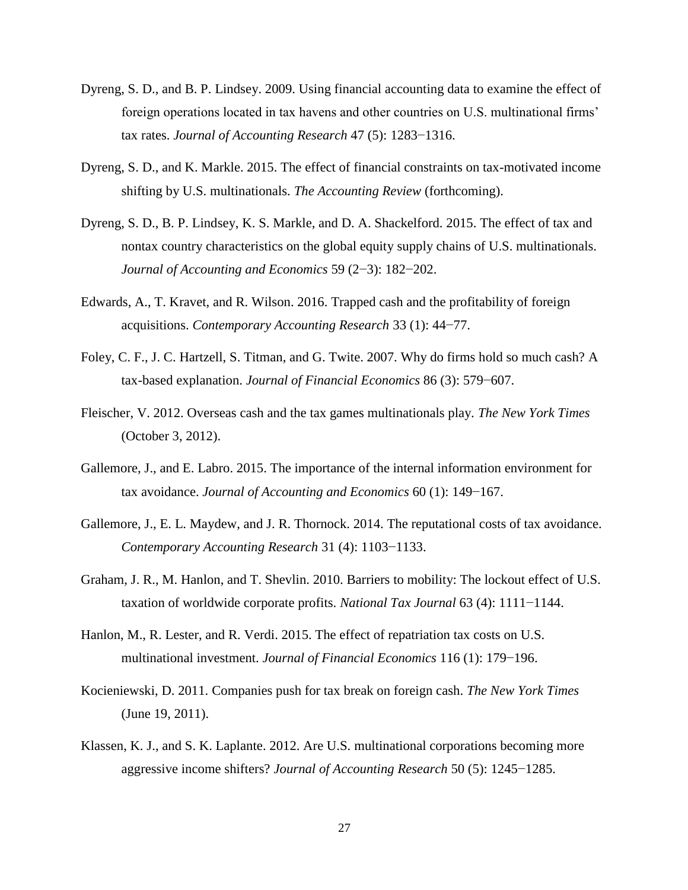Dyreng, S. D., and B. P. Lindsey. 2009. Using financial accounting data to examine the effect of foreign operations located in tax havens and other countries on U.S. multinational firms' tax rates. *Journal of Accounting Research* 47 (5): 1283−1316.

Dyreng, S. D., and K. Markle. 2015. The effect of financial constraints on tax-motivated income shifting by U.S. multinationals. *The Accounting Review* (forthcoming).

Dyreng, S. D., B. P. Lindsey, K. S. Markle, and D. A. Shackelford. 2015. The effect of tax and nontax country characteristics on the global equity supply chains of U.S. multinationals. *Journal of Accounting and Economics* 59 (2−3): 182−202.

Edwards, A., T. Kravet, and R. Wilson. 2016. Trapped cash and the profitability of foreign acquisitions. *Contemporary Accounting Research* 33 (1): 44−77.

Foley, C. F., J. C. Hartzell, S. Titman, and G. Twite. 2007. Why do firms hold so much cash? A tax-based explanation. *Journal of Financial Economics* 86 (3): 579−607.

Fleischer, V. 2012. Overseas cash and the tax games multinationals play. *The New York Times* (October 3, 2012).

Gallemore, J., and E. Labro. 2015. The importance of the internal information environment for tax avoidance. *Journal of Accounting and Economics* 60 (1): 149−167.

Gallemore, J., E. L. Maydew, and J. R. Thornock. 2014. The reputational costs of tax avoidance. *Contemporary Accounting Research* 31 (4): 1103−1133.

Graham, J. R., M. Hanlon, and T. Shevlin. 2010. Barriers to mobility: The lockout effect of U.S. taxation of worldwide corporate profits. *National Tax Journal* 63 (4): 1111−1144.

Hanlon, M., R. Lester, and R. Verdi. 2015. The effect of repatriation tax costs on U.S. multinational investment. *Journal of Financial Economics* 116 (1): 179−196.

Kocieniewski, D. 2011. Companies push for tax break on foreign cash. *The New York Times* (June 19, 2011).

Klassen, K. J., and S. K. Laplante. 2012. Are U.S. multinational corporations becoming more aggressive income shifters? *Journal of Accounting Research* 50 (5): 1245−1285.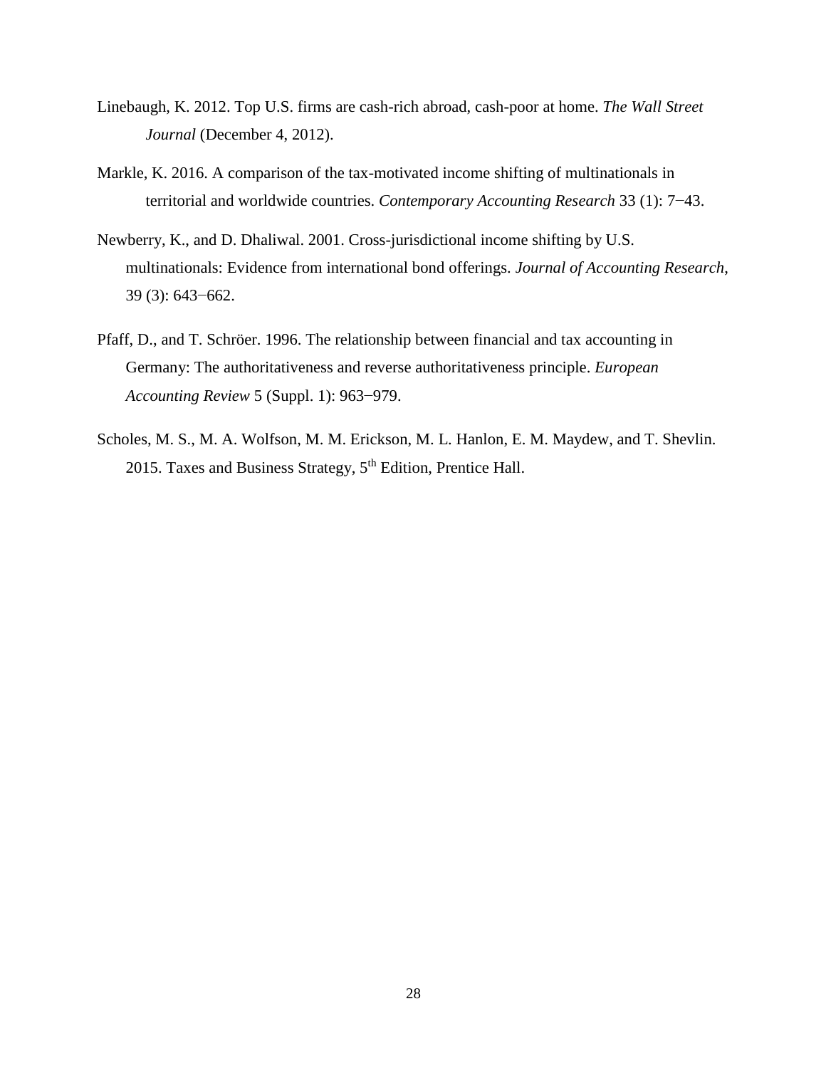Linebaugh, K. 2012. Top U.S. firms are cash-rich abroad, cash-poor at home. *The Wall Street Journal* (December 4, 2012).

Markle, K. 2016. A comparison of the tax-motivated income shifting of multinationals in territorial and worldwide countries. *Contemporary Accounting Research* 33 (1): 7−43.

Newberry, K., and D. Dhaliwal. 2001. Cross-jurisdictional income shifting by U.S. multinationals: Evidence from international bond offerings. *Journal of Accounting Research*, 39 (3): 643−662.

Pfaff, D., and T. Schröer. 1996. The relationship between financial and tax accounting in Germany: The authoritativeness and reverse authoritativeness principle. *European Accounting Review* 5 (Suppl. 1): 963−979.

Scholes, M. S., M. A. Wolfson, M. M. Erickson, M. L. Hanlon, E. M. Maydew, and T. Shevlin. 2015. Taxes and Business Strategy, 5th Edition, Prentice Hall.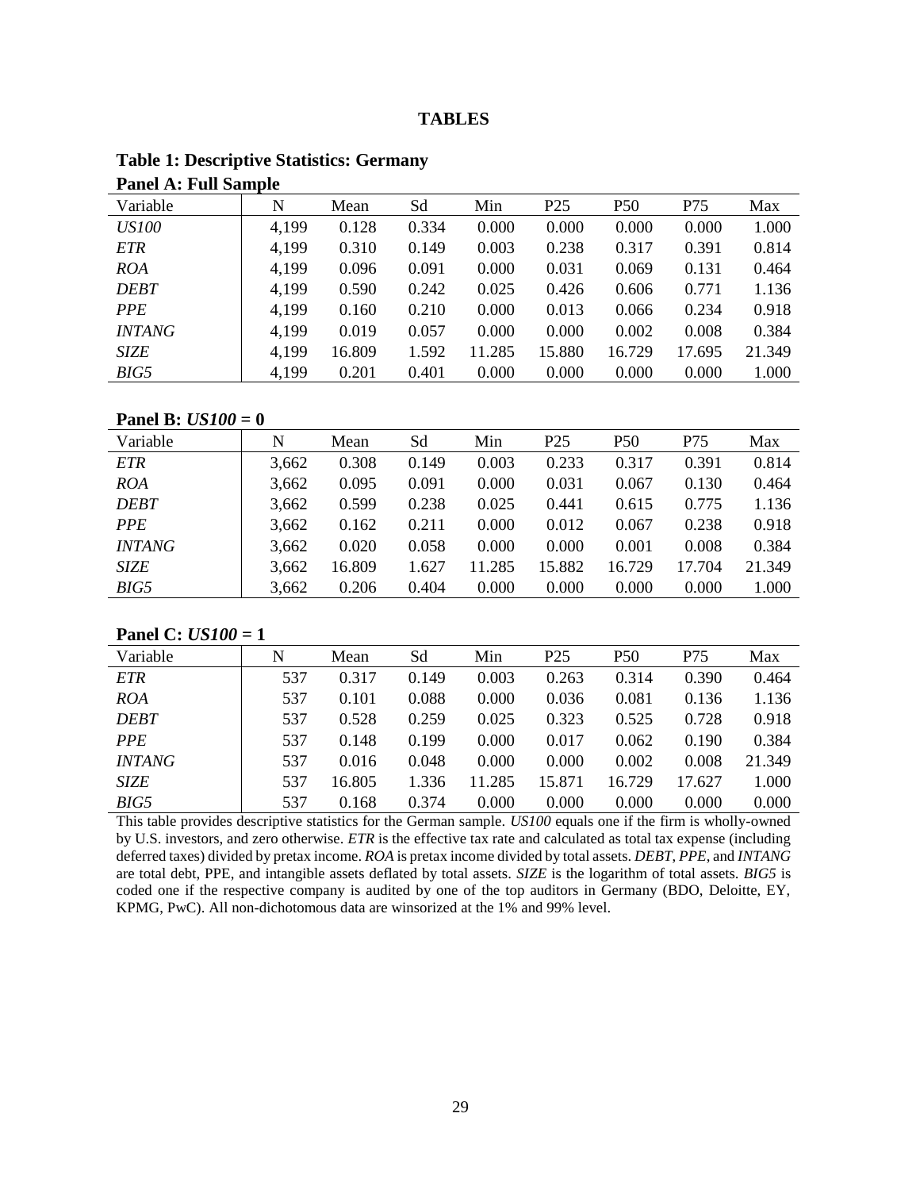# TABLES

## Table 1: Descriptive Statistics: Germany

**Panel A: Full Sample**

| Variable | N | Mean | Sd | Min | P25 | P50 | P75 | Max |
|---|---|---|---|---|---|---|---|---|
| *US100* | 4,199 | 0.128 | 0.334 | 0.000 | 0.000 | 0.000 | 0.000 | 1.000 |
| *ETR* | 4,199 | 0.310 | 0.149 | 0.003 | 0.238 | 0.317 | 0.391 | 0.814 |
| *ROA* | 4,199 | 0.096 | 0.091 | 0.000 | 0.031 | 0.069 | 0.131 | 0.464 |
| *DEBT* | 4,199 | 0.590 | 0.242 | 0.025 | 0.426 | 0.606 | 0.771 | 1.136 |
| *PPE* | 4,199 | 0.160 | 0.210 | 0.000 | 0.013 | 0.066 | 0.234 | 0.918 |
| *INTANG* | 4,199 | 0.019 | 0.057 | 0.000 | 0.000 | 0.002 | 0.008 | 0.384 |
| *SIZE* | 4,199 | 16.809 | 1.592 | 11.285 | 15.880 | 16.729 | 17.695 | 21.349 |
| *BIG5* | 4,199 | 0.201 | 0.401 | 0.000 | 0.000 | 0.000 | 0.000 | 1.000 |

**Panel B: *US100* = 0**

| Variable | N | Mean | Sd | Min | P25 | P50 | P75 | Max |
|---|---|---|---|---|---|---|---|---|
| *ETR* | 3,662 | 0.308 | 0.149 | 0.003 | 0.233 | 0.317 | 0.391 | 0.814 |
| *ROA* | 3,662 | 0.095 | 0.091 | 0.000 | 0.031 | 0.067 | 0.130 | 0.464 |
| *DEBT* | 3,662 | 0.599 | 0.238 | 0.025 | 0.441 | 0.615 | 0.775 | 1.136 |
| *PPE* | 3,662 | 0.162 | 0.211 | 0.000 | 0.012 | 0.067 | 0.238 | 0.918 |
| *INTANG* | 3,662 | 0.020 | 0.058 | 0.000 | 0.000 | 0.001 | 0.008 | 0.384 |
| *SIZE* | 3,662 | 16.809 | 1.627 | 11.285 | 15.882 | 16.729 | 17.704 | 21.349 |
| *BIG5* | 3,662 | 0.206 | 0.404 | 0.000 | 0.000 | 0.000 | 0.000 | 1.000 |

**Panel C: *US100* = 1**

| Variable | N | Mean | Sd | Min | P25 | P50 | P75 | Max |
|---|---|---|---|---|---|---|---|---|
| *ETR* | 537 | 0.317 | 0.149 | 0.003 | 0.263 | 0.314 | 0.390 | 0.464 |
| *ROA* | 537 | 0.101 | 0.088 | 0.000 | 0.036 | 0.081 | 0.136 | 1.136 |
| *DEBT* | 537 | 0.528 | 0.259 | 0.025 | 0.323 | 0.525 | 0.728 | 0.918 |
| *PPE* | 537 | 0.148 | 0.199 | 0.000 | 0.017 | 0.062 | 0.190 | 0.384 |
| *INTANG* | 537 | 0.016 | 0.048 | 0.000 | 0.000 | 0.002 | 0.008 | 21.349 |
| *SIZE* | 537 | 16.805 | 1.336 | 11.285 | 15.871 | 16.729 | 17.627 | 1.000 |
| *BIG5* | 537 | 0.168 | 0.374 | 0.000 | 0.000 | 0.000 | 0.000 | 0.000 |

This table provides descriptive statistics for the German sample. *US100* equals one if the firm is wholly-owned by U.S. investors, and zero otherwise. *ETR* is the effective tax rate and calculated as total tax expense (including deferred taxes) divided by pretax income. *ROA* is pretax income divided by total assets. *DEBT*, *PPE*, and *INTANG* are total debt, PPE, and intangible assets deflated by total assets. *SIZE* is the logarithm of total assets. *BIG5* is coded one if the respective company is audited by one of the top auditors in Germany (BDO, Deloitte, EY, KPMG, PwC). All non-dichotomous data are winsorized at the 1% and 99% level.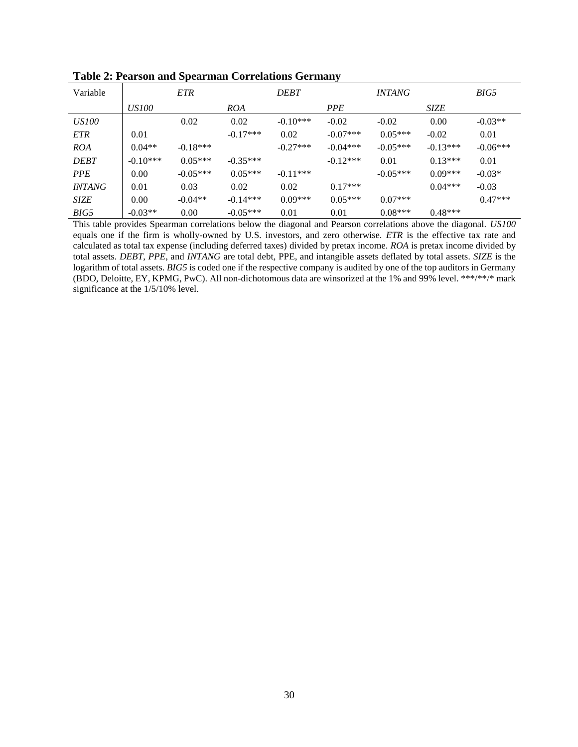**Table 2: Pearson and Spearman Correlations Germany**

| Variable | *US100* | *ETR* | *ROA* | *DEBT* | *PPE* | *INTANG* | *SIZE* | *BIG5* |
|---|---|---|---|---|---|---|---|---|
| *US100* | | 0.02 | 0.02 | -0.10*** | -0.02 | -0.02 | 0.00 | -0.03** |
| *ETR* | 0.01 | | -0.17*** | 0.02 | -0.07*** | 0.05*** | -0.02 | 0.01 |
| *ROA* | 0.04** | -0.18*** | | -0.27*** | -0.04*** | -0.05*** | -0.13*** | -0.06*** |
| *DEBT* | -0.10*** | 0.05*** | -0.35*** | | -0.12*** | 0.01 | 0.13*** | 0.01 |
| *PPE* | 0.00 | -0.05*** | 0.05*** | -0.11*** | | -0.05*** | 0.09*** | -0.03* |
| *INTANG* | 0.01 | 0.03 | 0.02 | 0.02 | 0.17*** | | 0.04*** | -0.03 |
| *SIZE* | 0.00 | -0.04** | -0.14*** | 0.09*** | 0.05*** | 0.07*** | | 0.47*** |
| *BIG5* | -0.03** | 0.00 | -0.05*** | 0.01 | 0.01 | 0.08*** | 0.48*** | |

This table provides Spearman correlations below the diagonal and Pearson correlations above the diagonal. *US100* equals one if the firm is wholly-owned by U.S. investors, and zero otherwise. *ETR* is the effective tax rate and calculated as total tax expense (including deferred taxes) divided by pretax income. *ROA* is pretax income divided by total assets. *DEBT*, *PPE*, and *INTANG* are total debt, PPE, and intangible assets deflated by total assets. *SIZE* is the logarithm of total assets. *BIG5* is coded one if the respective company is audited by one of the top auditors in Germany (BDO, Deloitte, EY, KPMG, PwC). All non-dichotomous data are winsorized at the 1% and 99% level. ***/**/* mark significance at the 1/5/10% level.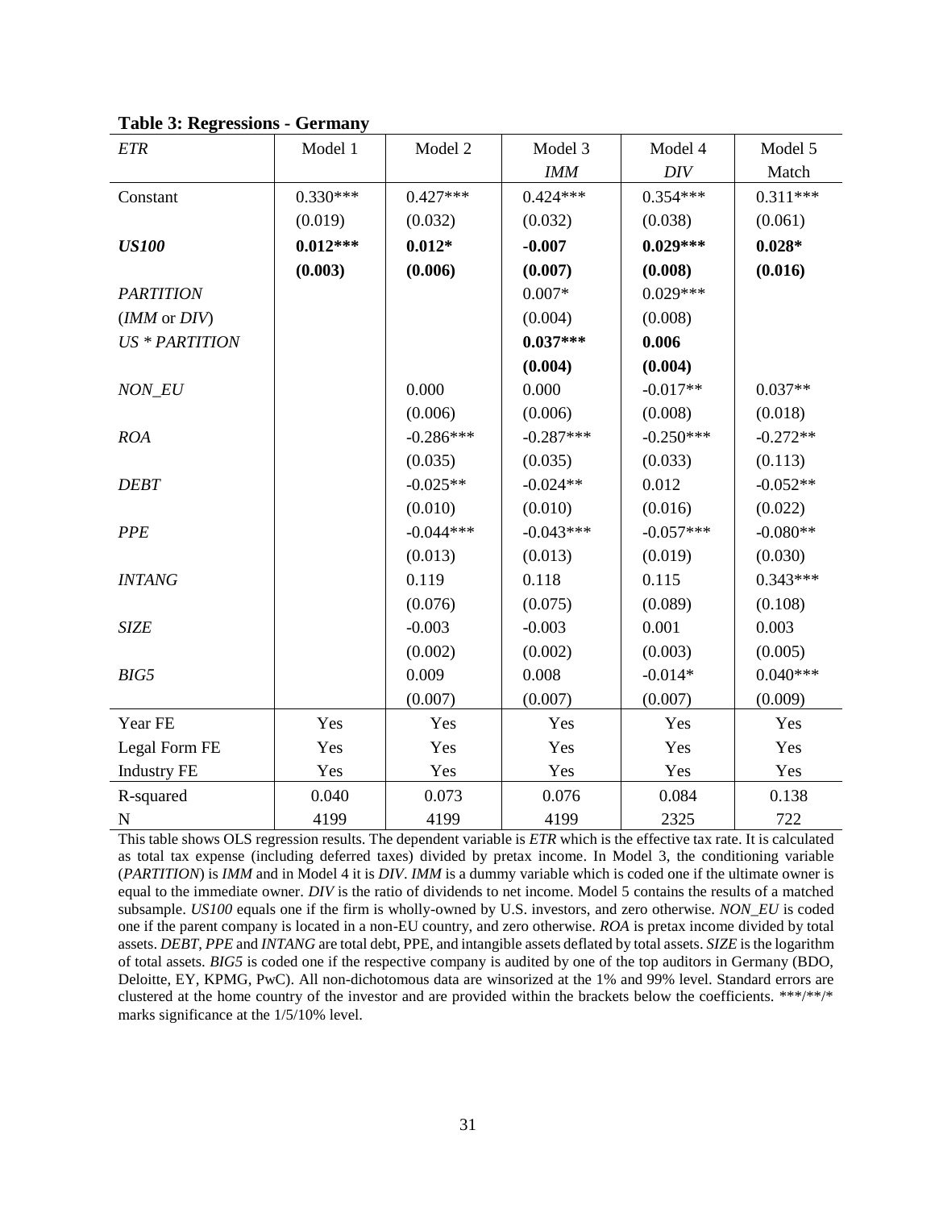**Table 3: Regressions - Germany**

| *ETR* | Model 1 | Model 2 | Model 3 | Model 4 | Model 5 |
|---|---|---|---|---|---|
| | | | *IMM* | *DIV* | Match |
| Constant | 0.330*** | 0.427*** | 0.424*** | 0.354*** | 0.311*** |
| | (0.019) | (0.032) | (0.032) | (0.038) | (0.061) |
| ***US100*** | **0.012*** ** | **0.012*** | **-0.007** | **0.029*** ** | **0.028*** |
| | **(0.003)** | **(0.006)** | **(0.007)** | **(0.008)** | **(0.016)** |
| *PARTITION* | | | 0.007* | 0.029*** | |
| (*IMM* or *DIV*) | | | (0.004) | (0.008) | |
| *US * PARTITION* | | | **0.037*** ** | **0.006** | |
| | | | **(0.004)** | **(0.004)** | |
| *NON_EU* | | 0.000 | 0.000 | -0.017** | 0.037** |
| | | (0.006) | (0.006) | (0.008) | (0.018) |
| *ROA* | | -0.286*** | -0.287*** | -0.250*** | -0.272** |
| | | (0.035) | (0.035) | (0.033) | (0.113) |
| *DEBT* | | -0.025** | -0.024** | 0.012 | -0.052** |
| | | (0.010) | (0.010) | (0.016) | (0.022) |
| *PPE* | | -0.044*** | -0.043*** | -0.057*** | -0.080** |
| | | (0.013) | (0.013) | (0.019) | (0.030) |
| *INTANG* | | 0.119 | 0.118 | 0.115 | 0.343*** |
| | | (0.076) | (0.075) | (0.089) | (0.108) |
| *SIZE* | | -0.003 | -0.003 | 0.001 | 0.003 |
| | | (0.002) | (0.002) | (0.003) | (0.005) |
| *BIG5* | | 0.009 | 0.008 | -0.014* | 0.040*** |
| | | (0.007) | (0.007) | (0.007) | (0.009) |
| Year FE | Yes | Yes | Yes | Yes | Yes |
| Legal Form FE | Yes | Yes | Yes | Yes | Yes |
| Industry FE | Yes | Yes | Yes | Yes | Yes |
| R-squared | 0.040 | 0.073 | 0.076 | 0.084 | 0.138 |
| N | 4199 | 4199 | 4199 | 2325 | 722 |

This table shows OLS regression results. The dependent variable is *ETR* which is the effective tax rate. It is calculated as total tax expense (including deferred taxes) divided by pretax income. In Model 3, the conditioning variable (*PARTITION*) is *IMM* and in Model 4 it is *DIV*. *IMM* is a dummy variable which is coded one if the ultimate owner is equal to the immediate owner. *DIV* is the ratio of dividends to net income. Model 5 contains the results of a matched subsample. *US100* equals one if the firm is wholly-owned by U.S. investors, and zero otherwise. *NON_EU* is coded one if the parent company is located in a non-EU country, and zero otherwise. *ROA* is pretax income divided by total assets. *DEBT*, *PPE* and *INTANG* are total debt, PPE, and intangible assets deflated by total assets. *SIZE* is the logarithm of total assets. *BIG5* is coded one if the respective company is audited by one of the top auditors in Germany (BDO, Deloitte, EY, KPMG, PwC). All non-dichotomous data are winsorized at the 1% and 99% level. Standard errors are clustered at the home country of the investor and are provided within the brackets below the coefficients. ***/**/* marks significance at the 1/5/10% level.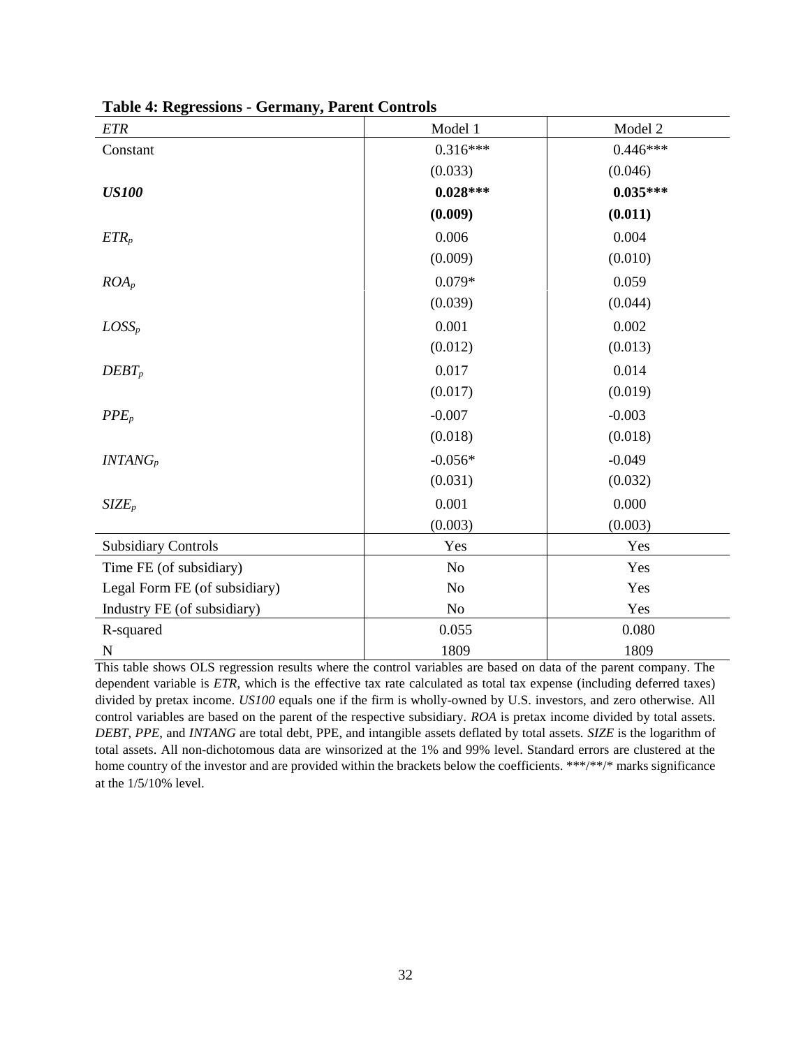**Table 4: Regressions - Germany, Parent Controls**

| *ETR* | Model 1 | Model 2 |
|---|---|---|
| Constant | 0.316*** | 0.446*** |
| | (0.033) | (0.046) |
| ***US100*** | **0.028*** ** | **0.035*** ** |
| | **(0.009)** | **(0.011)** |
| $ETR_p$ | 0.006 | 0.004 |
| | (0.009) | (0.010) |
| $ROA_p$ | 0.079* | 0.059 |
| | (0.039) | (0.044) |
| $LOSS_p$ | 0.001 | 0.002 |
| | (0.012) | (0.013) |
| $DEBT_p$ | 0.017 | 0.014 |
| | (0.017) | (0.019) |
| $PPE_p$ | -0.007 | -0.003 |
| | (0.018) | (0.018) |
| $INTANG_p$ | -0.056* | -0.049 |
| | (0.031) | (0.032) |
| $SIZE_p$ | 0.001 | 0.000 |
| | (0.003) | (0.003) |
| Subsidiary Controls | Yes | Yes |
| Time FE (of subsidiary) | No | Yes |
| Legal Form FE (of subsidiary) | No | Yes |
| Industry FE (of subsidiary) | No | Yes |
| R-squared | 0.055 | 0.080 |
| N | 1809 | 1809 |

This table shows OLS regression results where the control variables are based on data of the parent company. The dependent variable is *ETR*, which is the effective tax rate calculated as total tax expense (including deferred taxes) divided by pretax income. *US100* equals one if the firm is wholly-owned by U.S. investors, and zero otherwise. All control variables are based on the parent of the respective subsidiary. *ROA* is pretax income divided by total assets. *DEBT*, *PPE*, and *INTANG* are total debt, PPE, and intangible assets deflated by total assets. *SIZE* is the logarithm of total assets. All non-dichotomous data are winsorized at the 1% and 99% level. Standard errors are clustered at the home country of the investor and are provided within the brackets below the coefficients. ***/**/* marks significance at the 1/5/10% level.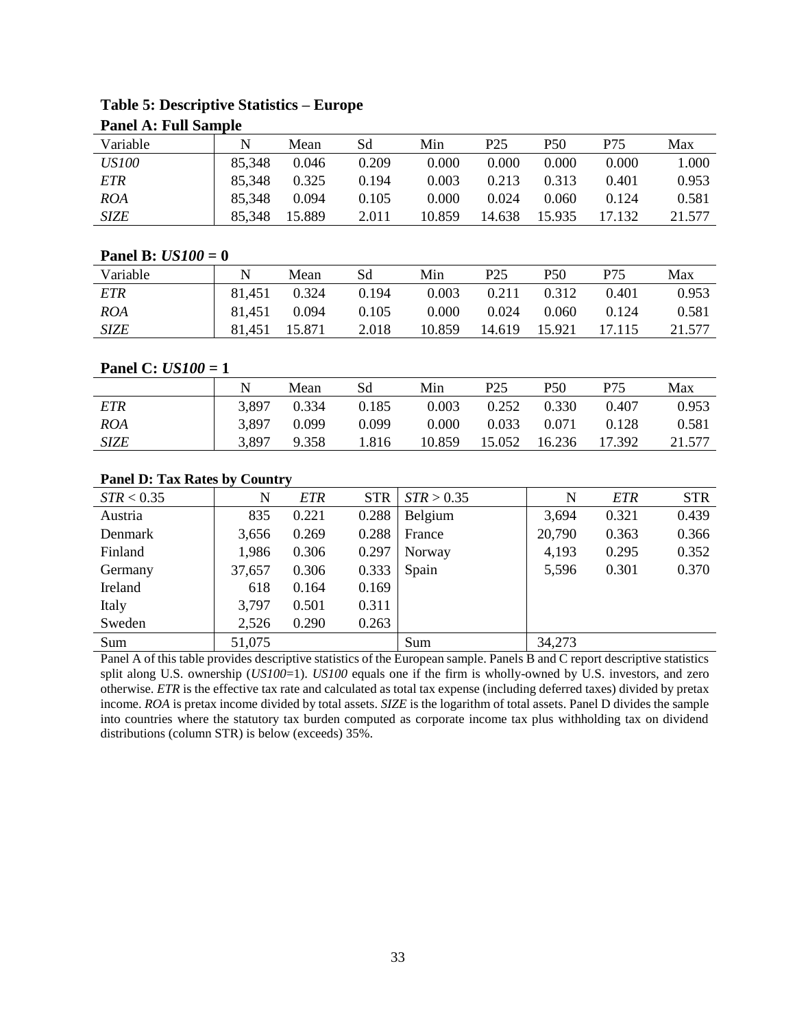**Table 5: Descriptive Statistics – Europe**

**Panel A: Full Sample**

| Variable | N | Mean | Sd | Min | P25 | P50 | P75 | Max |
|---|---|---|---|---|---|---|---|---|
| *US100* | 85,348 | 0.046 | 0.209 | 0.000 | 0.000 | 0.000 | 0.000 | 1.000 |
| *ETR* | 85,348 | 0.325 | 0.194 | 0.003 | 0.213 | 0.313 | 0.401 | 0.953 |
| *ROA* | 85,348 | 0.094 | 0.105 | 0.000 | 0.024 | 0.060 | 0.124 | 0.581 |
| *SIZE* | 85,348 | 15.889 | 2.011 | 10.859 | 14.638 | 15.935 | 17.132 | 21.577 |

**Panel B: *US100* = 0**

| Variable | N | Mean | Sd | Min | P25 | P50 | P75 | Max |
|---|---|---|---|---|---|---|---|---|
| *ETR* | 81,451 | 0.324 | 0.194 | 0.003 | 0.211 | 0.312 | 0.401 | 0.953 |
| *ROA* | 81,451 | 0.094 | 0.105 | 0.000 | 0.024 | 0.060 | 0.124 | 0.581 |
| *SIZE* | 81,451 | 15.871 | 2.018 | 10.859 | 14.619 | 15.921 | 17.115 | 21.577 |

**Panel C: *US100* = 1**

| | N | Mean | Sd | Min | P25 | P50 | P75 | Max |
|---|---|---|---|---|---|---|---|---|
| *ETR* | 3,897 | 0.334 | 0.185 | 0.003 | 0.252 | 0.330 | 0.407 | 0.953 |
| *ROA* | 3,897 | 0.099 | 0.099 | 0.000 | 0.033 | 0.071 | 0.128 | 0.581 |
| *SIZE* | 3,897 | 9.358 | 1.816 | 10.859 | 15.052 | 16.236 | 17.392 | 21.577 |

**Panel D: Tax Rates by Country**

| *STR* < 0.35 | N | *ETR* | STR | *STR* > 0.35 | N | *ETR* | STR |
|---|---|---|---|---|---|---|---|
| Austria | 835 | 0.221 | 0.288 | Belgium | 3,694 | 0.321 | 0.439 |
| Denmark | 3,656 | 0.269 | 0.288 | France | 20,790 | 0.363 | 0.366 |
| Finland | 1,986 | 0.306 | 0.297 | Norway | 4,193 | 0.295 | 0.352 |
| Germany | 37,657 | 0.306 | 0.333 | Spain | 5,596 | 0.301 | 0.370 |
| Ireland | 618 | 0.164 | 0.169 | | | | |
| Italy | 3,797 | 0.501 | 0.311 | | | | |
| Sweden | 2,526 | 0.290 | 0.263 | | | | |
| Sum | 51,075 | | | Sum | 34,273 | | |

Panel A of this table provides descriptive statistics of the European sample. Panels B and C report descriptive statistics split along U.S. ownership (*US100*=1). *US100* equals one if the firm is wholly-owned by U.S. investors, and zero otherwise. *ETR* is the effective tax rate and calculated as total tax expense (including deferred taxes) divided by pretax income. *ROA* is pretax income divided by total assets. *SIZE* is the logarithm of total assets. Panel D divides the sample into countries where the statutory tax burden computed as corporate income tax plus withholding tax on dividend distributions (column STR) is below (exceeds) 35%.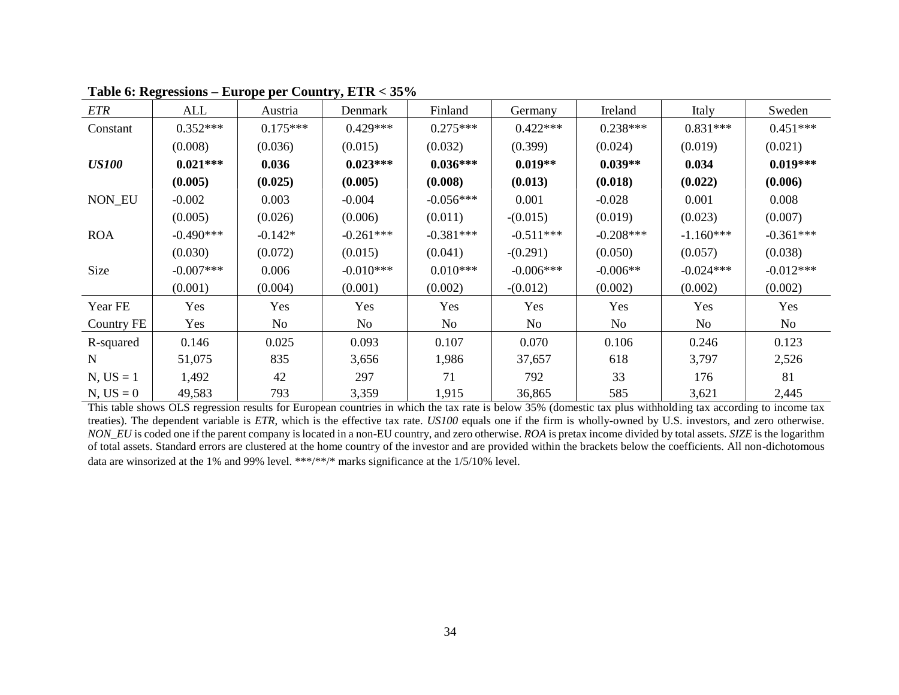**Table 6: Regressions – Europe per Country, ETR < 35%**

| *ETR* | ALL | Austria | Denmark | Finland | Germany | Ireland | Italy | Sweden |
|---|---|---|---|---|---|---|---|---|
| Constant | 0.352*** | 0.175*** | 0.429*** | 0.275*** | 0.422*** | 0.238*** | 0.831*** | 0.451*** |
| | (0.008) | (0.036) | (0.015) | (0.032) | (0.399) | (0.024) | (0.019) | (0.021) |
| ***US100*** | **0.021*** ** | **0.036** | **0.023*** ** | **0.036*** ** | **0.019** ** | **0.039** ** | **0.034** | **0.019*** ** |
| | **(0.005)** | **(0.025)** | **(0.005)** | **(0.008)** | **(0.013)** | **(0.018)** | **(0.022)** | **(0.006)** |
| NON_EU | -0.002 | 0.003 | -0.004 | -0.056*** | 0.001 | -0.028 | 0.001 | 0.008 |
| | (0.005) | (0.026) | (0.006) | (0.011) | -(0.015) | (0.019) | (0.023) | (0.007) |
| ROA | -0.490*** | -0.142* | -0.261*** | -0.381*** | -0.511*** | -0.208*** | -1.160*** | -0.361*** |
| | (0.030) | (0.072) | (0.015) | (0.041) | -(0.291) | (0.050) | (0.057) | (0.038) |
| Size | -0.007*** | 0.006 | -0.010*** | 0.010*** | -0.006*** | -0.006** | -0.024*** | -0.012*** |
| | (0.001) | (0.004) | (0.001) | (0.002) | -(0.012) | (0.002) | (0.002) | (0.002) |
| Year FE | Yes | Yes | Yes | Yes | Yes | Yes | Yes | Yes |
| Country FE | Yes | No | No | No | No | No | No | No |
| R-squared | 0.146 | 0.025 | 0.093 | 0.107 | 0.070 | 0.106 | 0.246 | 0.123 |
| N | 51,075 | 835 | 3,656 | 1,986 | 37,657 | 618 | 3,797 | 2,526 |
| N, US = 1 | 1,492 | 42 | 297 | 71 | 792 | 33 | 176 | 81 |
| N, US = 0 | 49,583 | 793 | 3,359 | 1,915 | 36,865 | 585 | 3,621 | 2,445 |

This table shows OLS regression results for European countries in which the tax rate is below 35% (domestic tax plus withholding tax according to income tax treaties). The dependent variable is *ETR*, which is the effective tax rate. *US100* equals one if the firm is wholly-owned by U.S. investors, and zero otherwise. *NON_EU* is coded one if the parent company is located in a non-EU country, and zero otherwise. *ROA* is pretax income divided by total assets. *SIZE* is the logarithm of total assets. Standard errors are clustered at the home country of the investor and are provided within the brackets below the coefficients. All non-dichotomous data are winsorized at the 1% and 99% level. ***/**/* marks significance at the 1/5/10% level.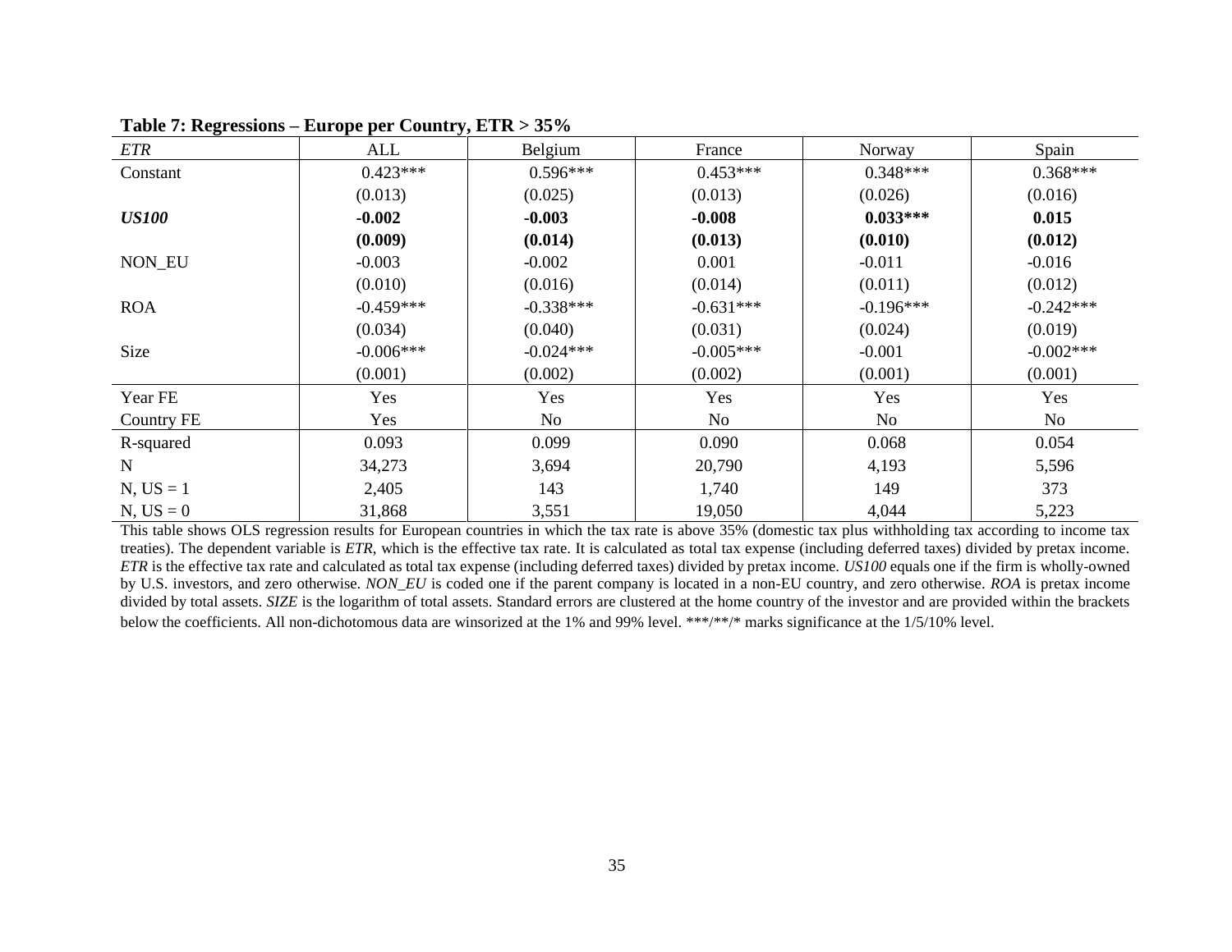**Table 7: Regressions – Europe per Country, ETR > 35%**

| *ETR* | ALL | Belgium | France | Norway | Spain |
|---|---|---|---|---|---|
| Constant | 0.423*** | 0.596*** | 0.453*** | 0.348*** | 0.368*** |
| | (0.013) | (0.025) | (0.013) | (0.026) | (0.016) |
| ***US100*** | **-0.002** | **-0.003** | **-0.008** | **0.033*** ** | **0.015** |
| | **(0.009)** | **(0.014)** | **(0.013)** | **(0.010)** | **(0.012)** |
| NON_EU | -0.003 | -0.002 | 0.001 | -0.011 | -0.016 |
| | (0.010) | (0.016) | (0.014) | (0.011) | (0.012) |
| ROA | -0.459*** | -0.338*** | -0.631*** | -0.196*** | -0.242*** |
| | (0.034) | (0.040) | (0.031) | (0.024) | (0.019) |
| Size | -0.006*** | -0.024*** | -0.005*** | -0.001 | -0.002*** |
| | (0.001) | (0.002) | (0.002) | (0.001) | (0.001) |
| Year FE | Yes | Yes | Yes | Yes | Yes |
| Country FE | Yes | No | No | No | No |
| R-squared | 0.093 | 0.099 | 0.090 | 0.068 | 0.054 |
| N | 34,273 | 3,694 | 20,790 | 4,193 | 5,596 |
| N, US = 1 | 2,405 | 143 | 1,740 | 149 | 373 |
| N, US = 0 | 31,868 | 3,551 | 19,050 | 4,044 | 5,223 |

This table shows OLS regression results for European countries in which the tax rate is above 35% (domestic tax plus withholding tax according to income tax treaties). The dependent variable is *ETR*, which is the effective tax rate. It is calculated as total tax expense (including deferred taxes) divided by pretax income. *ETR* is the effective tax rate and calculated as total tax expense (including deferred taxes) divided by pretax income. *US100* equals one if the firm is wholly-owned by U.S. investors, and zero otherwise. *NON_EU* is coded one if the parent company is located in a non-EU country, and zero otherwise. *ROA* is pretax income divided by total assets. *SIZE* is the logarithm of total assets. Standard errors are clustered at the home country of the investor and are provided within the brackets below the coefficients. All non-dichotomous data are winsorized at the 1% and 99% level. ***/**/* marks significance at the 1/5/10% level.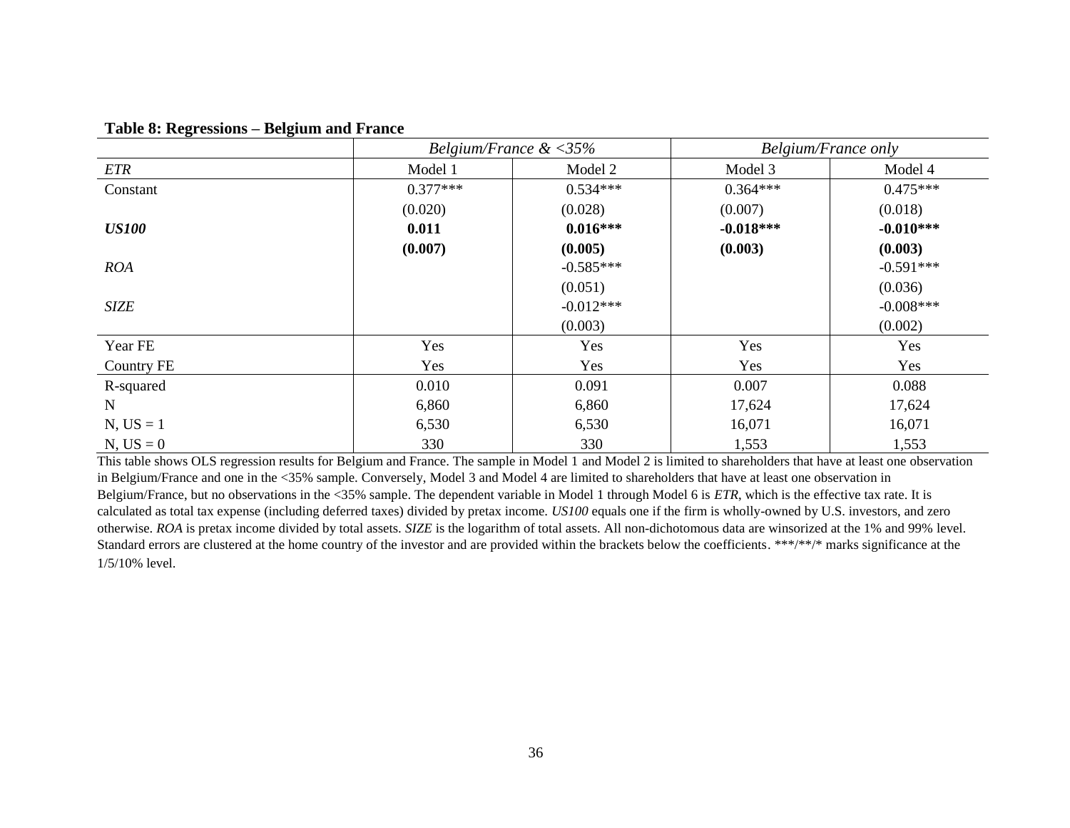**Table 8: Regressions – Belgium and France**

| | *Belgium/France & <35%* | | *Belgium/France only* | |
|---|---|---|---|---|
| *ETR* | Model 1 | Model 2 | Model 3 | Model 4 |
| Constant | 0.377*** | 0.534*** | 0.364*** | 0.475*** |
| | (0.020) | (0.028) | (0.007) | (0.018) |
| ***US100*** | **0.011** | **0.016***** | **-0.018***** | **-0.010***** |
| | **(0.007)** | **(0.005)** | **(0.003)** | **(0.003)** |
| *ROA* | | -0.585*** | | -0.591*** |
| | | (0.051) | | (0.036) |
| *SIZE* | | -0.012*** | | -0.008*** |
| | | (0.003) | | (0.002) |
| Year FE | Yes | Yes | Yes | Yes |
| Country FE | Yes | Yes | Yes | Yes |
| R-squared | 0.010 | 0.091 | 0.007 | 0.088 |
| N | 6,860 | 6,860 | 17,624 | 17,624 |
| N, US = 1 | 6,530 | 6,530 | 16,071 | 16,071 |
| N, US = 0 | 330 | 330 | 1,553 | 1,553 |

This table shows OLS regression results for Belgium and France. The sample in Model 1 and Model 2 is limited to shareholders that have at least one observation in Belgium/France and one in the <35% sample. Conversely, Model 3 and Model 4 are limited to shareholders that have at least one observation in Belgium/France, but no observations in the <35% sample. The dependent variable in Model 1 through Model 6 is *ETR*, which is the effective tax rate. It is calculated as total tax expense (including deferred taxes) divided by pretax income. *US100* equals one if the firm is wholly-owned by U.S. investors, and zero otherwise. *ROA* is pretax income divided by total assets. *SIZE* is the logarithm of total assets. All non-dichotomous data are winsorized at the 1% and 99% level. Standard errors are clustered at the home country of the investor and are provided within the brackets below the coefficients. ***/**/* marks significance at the 1/5/10% level.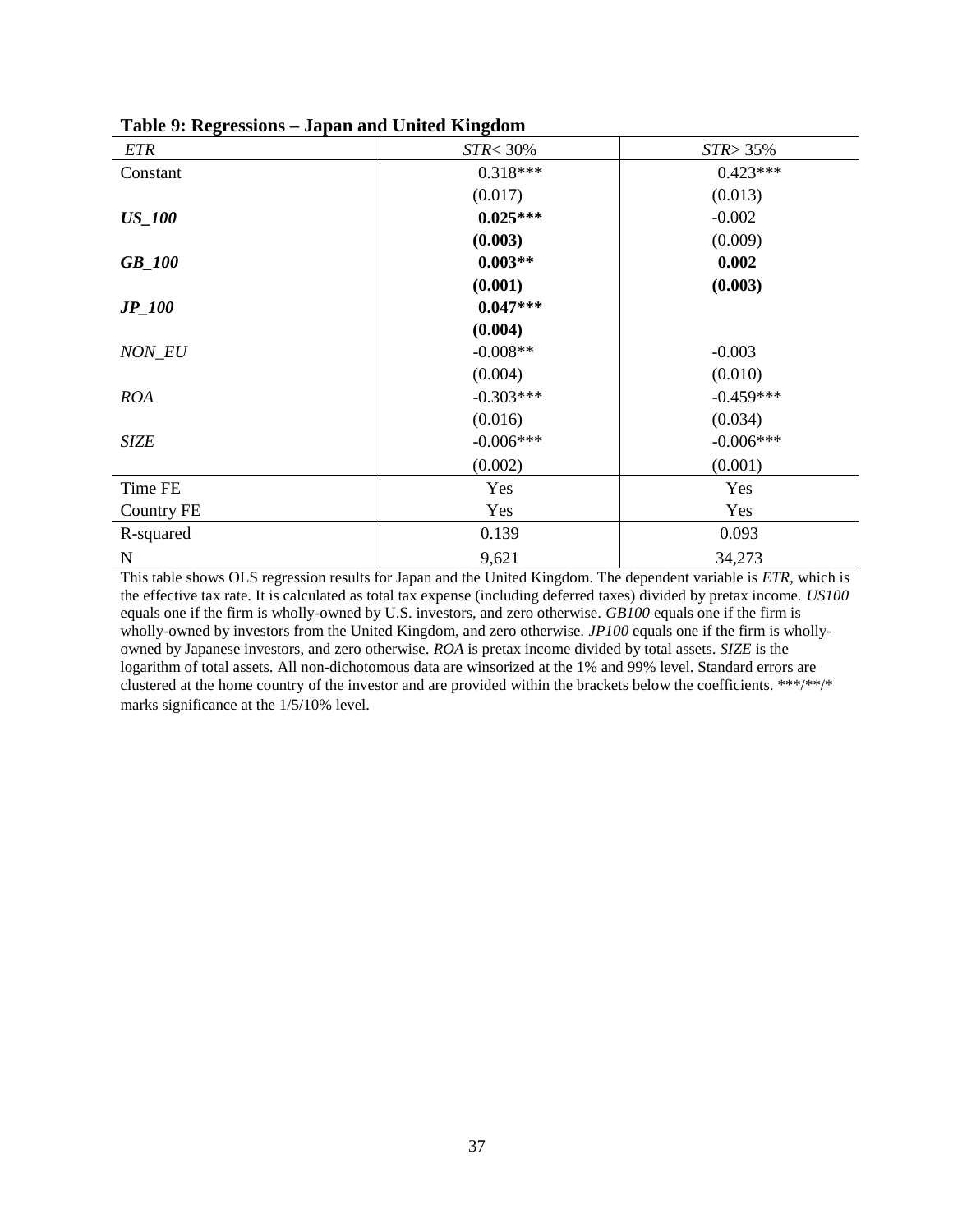**Table 9: Regressions – Japan and United Kingdom**

| *ETR* | *STR*< 30% | *STR*> 35% |
|---|---|---|
| Constant | 0.318*** | 0.423*** |
| | (0.017) | (0.013) |
| ***US_100*** | **0.025*** ** | -0.002 |
| | **(0.003)** | (0.009) |
| ***GB_100*** | **0.003** ** | **0.002** |
| | **(0.001)** | **(0.003)** |
| ***JP_100*** | **0.047*** ** | |
| | **(0.004)** | |
| *NON_EU* | -0.008** | -0.003 |
| | (0.004) | (0.010) |
| *ROA* | -0.303*** | -0.459*** |
| | (0.016) | (0.034) |
| *SIZE* | -0.006*** | -0.006*** |
| | (0.002) | (0.001) |
| Time FE | Yes | Yes |
| Country FE | Yes | Yes |
| R-squared | 0.139 | 0.093 |
| N | 9,621 | 34,273 |

This table shows OLS regression results for Japan and the United Kingdom. The dependent variable is *ETR*, which is the effective tax rate. It is calculated as total tax expense (including deferred taxes) divided by pretax income. *US100* equals one if the firm is wholly-owned by U.S. investors, and zero otherwise. *GB100* equals one if the firm is wholly-owned by investors from the United Kingdom, and zero otherwise. *JP100* equals one if the firm is wholly-owned by Japanese investors, and zero otherwise. *ROA* is pretax income divided by total assets. *SIZE* is the logarithm of total assets. All non-dichotomous data are winsorized at the 1% and 99% level. Standard errors are clustered at the home country of the investor and are provided within the brackets below the coefficients. ***/**/* marks significance at the 1/5/10% level.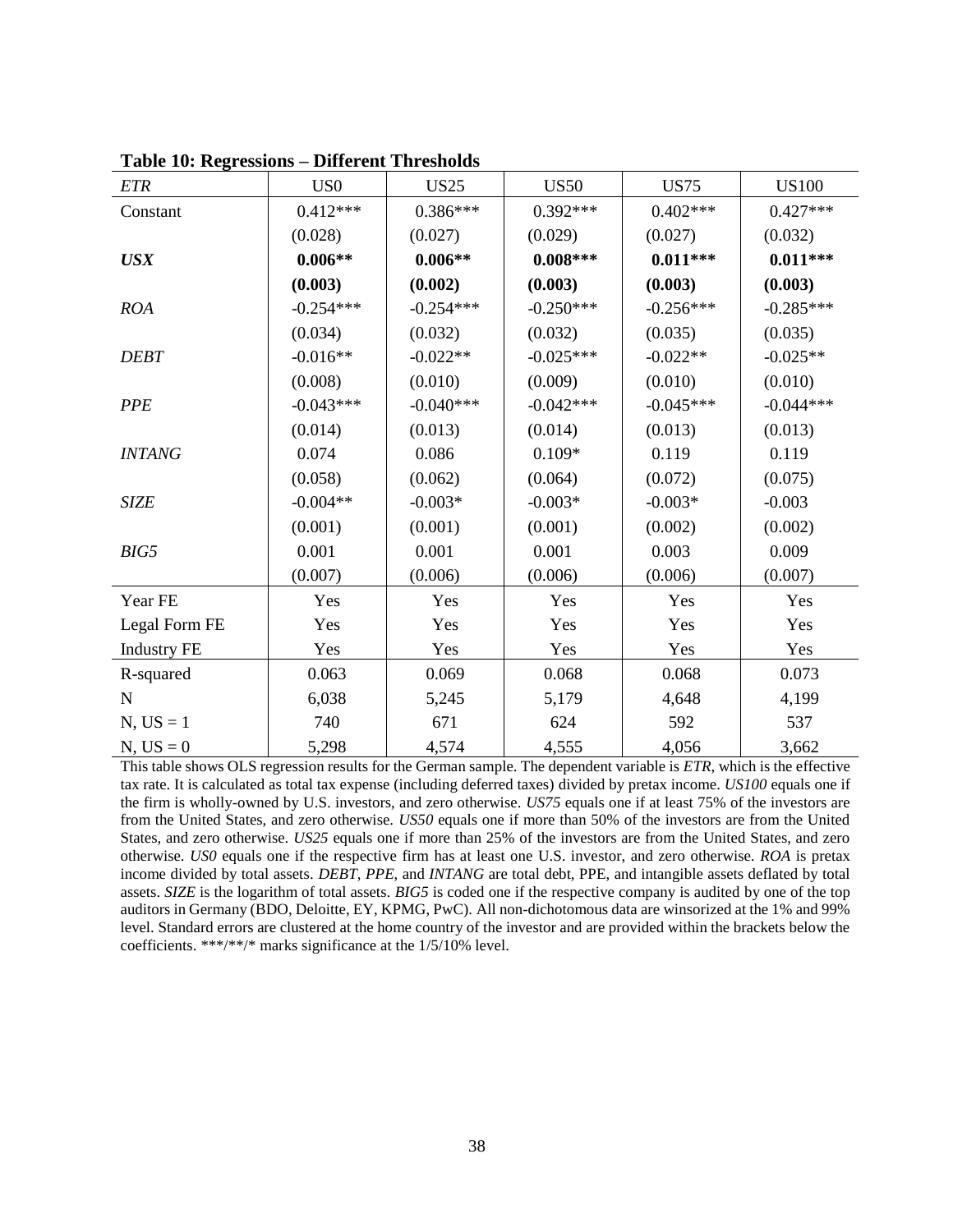**Table 10: Regressions – Different Thresholds**

| *ETR* | US0 | US25 | US50 | US75 | US100 |
|---|---|---|---|---|---|
| Constant | 0.412*** | 0.386*** | 0.392*** | 0.402*** | 0.427*** |
| | (0.028) | (0.027) | (0.029) | (0.027) | (0.032) |
| ***USX*** | **0.006**** | **0.006**** | **0.008***** | **0.011***** | **0.011***** |
| | **(0.003)** | **(0.002)** | **(0.003)** | **(0.003)** | **(0.003)** |
| *ROA* | -0.254*** | -0.254*** | -0.250*** | -0.256*** | -0.285*** |
| | (0.034) | (0.032) | (0.032) | (0.035) | (0.035) |
| *DEBT* | -0.016** | -0.022** | -0.025*** | -0.022** | -0.025** |
| | (0.008) | (0.010) | (0.009) | (0.010) | (0.010) |
| *PPE* | -0.043*** | -0.040*** | -0.042*** | -0.045*** | -0.044*** |
| | (0.014) | (0.013) | (0.014) | (0.013) | (0.013) |
| *INTANG* | 0.074 | 0.086 | 0.109* | 0.119 | 0.119 |
| | (0.058) | (0.062) | (0.064) | (0.072) | (0.075) |
| *SIZE* | -0.004** | -0.003* | -0.003* | -0.003* | -0.003 |
| | (0.001) | (0.001) | (0.001) | (0.002) | (0.002) |
| *BIG5* | 0.001 | 0.001 | 0.001 | 0.003 | 0.009 |
| | (0.007) | (0.006) | (0.006) | (0.006) | (0.007) |
| Year FE | Yes | Yes | Yes | Yes | Yes |
| Legal Form FE | Yes | Yes | Yes | Yes | Yes |
| Industry FE | Yes | Yes | Yes | Yes | Yes |
| R-squared | 0.063 | 0.069 | 0.068 | 0.068 | 0.073 |
| N | 6,038 | 5,245 | 5,179 | 4,648 | 4,199 |
| N, US = 1 | 740 | 671 | 624 | 592 | 537 |
| N, US = 0 | 5,298 | 4,574 | 4,555 | 4,056 | 3,662 |

This table shows OLS regression results for the German sample. The dependent variable is *ETR*, which is the effective tax rate. It is calculated as total tax expense (including deferred taxes) divided by pretax income. *US100* equals one if the firm is wholly-owned by U.S. investors, and zero otherwise. *US75* equals one if at least 75% of the investors are from the United States, and zero otherwise. *US50* equals one if more than 50% of the investors are from the United States, and zero otherwise. *US25* equals one if more than 25% of the investors are from the United States, and zero otherwise. *US0* equals one if the respective firm has at least one U.S. investor, and zero otherwise. *ROA* is pretax income divided by total assets. *DEBT*, *PPE*, and *INTANG* are total debt, PPE, and intangible assets deflated by total assets. *SIZE* is the logarithm of total assets. *BIG5* is coded one if the respective company is audited by one of the top auditors in Germany (BDO, Deloitte, EY, KPMG, PwC). All non-dichotomous data are winsorized at the 1% and 99% level. Standard errors are clustered at the home country of the investor and are provided within the brackets below the coefficients. ***/**/* marks significance at the 1/5/10% level.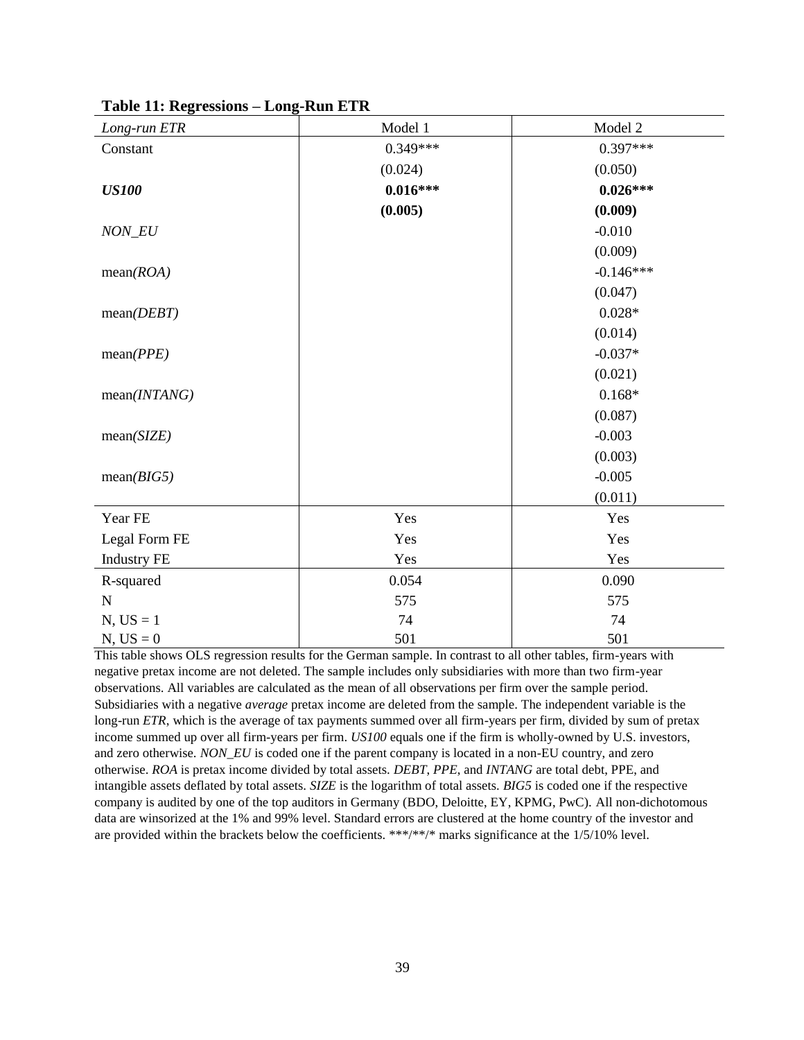**Table 11: Regressions – Long-Run ETR**

| *Long-run ETR* | Model 1 | Model 2 |
|---|---|---|
| Constant | 0.349*** | 0.397*** |
| | (0.024) | (0.050) |
| ***US100*** | **0.016*****| **0.026***** |
| | **(0.005)** | **(0.009)** |
| *NON_EU* | | -0.010 |
| | | (0.009) |
| mean*(ROA)* | | -0.146*** |
| | | (0.047) |
| mean*(DEBT)* | | 0.028* |
| | | (0.014) |
| mean*(PPE)* | | -0.037* |
| | | (0.021) |
| mean*(INTANG)* | | 0.168* |
| | | (0.087) |
| mean*(SIZE)* | | -0.003 |
| | | (0.003) |
| mean*(BIG5)* | | -0.005 |
| | | (0.011) |
| Year FE | Yes | Yes |
| Legal Form FE | Yes | Yes |
| Industry FE | Yes | Yes |
| R-squared | 0.054 | 0.090 |
| N | 575 | 575 |
| N, US = 1 | 74 | 74 |
| N, US = 0 | 501 | 501 |

This table shows OLS regression results for the German sample. In contrast to all other tables, firm-years with negative pretax income are not deleted. The sample includes only subsidiaries with more than two firm-year observations. All variables are calculated as the mean of all observations per firm over the sample period. Subsidiaries with a negative *average* pretax income are deleted from the sample. The independent variable is the long-run *ETR*, which is the average of tax payments summed over all firm-years per firm, divided by sum of pretax income summed up over all firm-years per firm. *US100* equals one if the firm is wholly-owned by U.S. investors, and zero otherwise. *NON_EU* is coded one if the parent company is located in a non-EU country, and zero otherwise. *ROA* is pretax income divided by total assets. *DEBT*, *PPE*, and *INTANG* are total debt, PPE, and intangible assets deflated by total assets. *SIZE* is the logarithm of total assets. *BIG5* is coded one if the respective company is audited by one of the top auditors in Germany (BDO, Deloitte, EY, KPMG, PwC). All non-dichotomous data are winsorized at the 1% and 99% level. Standard errors are clustered at the home country of the investor and are provided within the brackets below the coefficients. ***/**/* marks significance at the 1/5/10% level.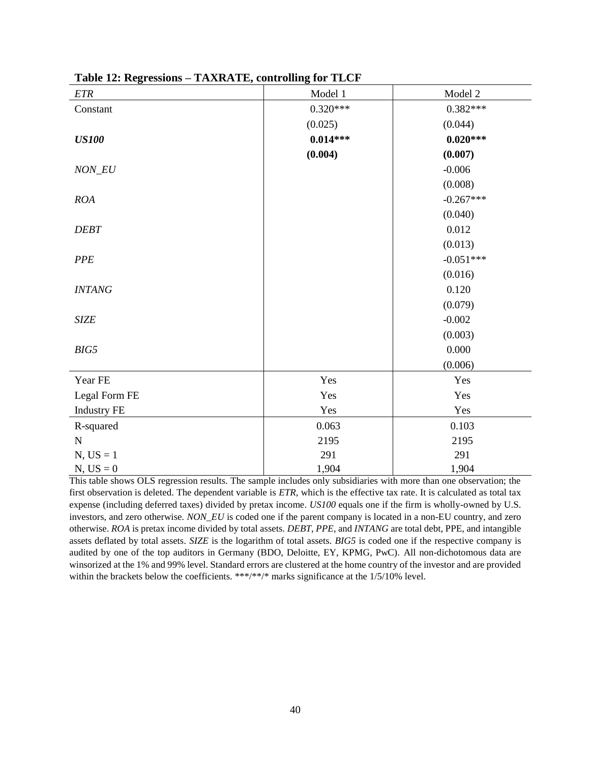**Table 12: Regressions – TAXRATE, controlling for TLCF**

| *ETR* | Model 1 | Model 2 |
|---|---|---|
| Constant | 0.320*** | 0.382*** |
| | (0.025) | (0.044) |
| ***US100*** | **0.014*** ** | **0.020*** ** |
| | **(0.004)** | **(0.007)** |
| *NON_EU* | | -0.006 |
| | | (0.008) |
| *ROA* | | -0.267*** |
| | | (0.040) |
| *DEBT* | | 0.012 |
| | | (0.013) |
| *PPE* | | -0.051*** |
| | | (0.016) |
| *INTANG* | | 0.120 |
| | | (0.079) |
| *SIZE* | | -0.002 |
| | | (0.003) |
| *BIG5* | | 0.000 |
| | | (0.006) |
| Year FE | Yes | Yes |
| Legal Form FE | Yes | Yes |
| Industry FE | Yes | Yes |
| R-squared | 0.063 | 0.103 |
| N | 2195 | 2195 |
| N, US = 1 | 291 | 291 |
| N, US = 0 | 1,904 | 1,904 |

This table shows OLS regression results. The sample includes only subsidiaries with more than one observation; the first observation is deleted. The dependent variable is *ETR*, which is the effective tax rate. It is calculated as total tax expense (including deferred taxes) divided by pretax income. *US100* equals one if the firm is wholly-owned by U.S. investors, and zero otherwise. *NON_EU* is coded one if the parent company is located in a non-EU country, and zero otherwise. *ROA* is pretax income divided by total assets. *DEBT*, *PPE*, and *INTANG* are total debt, PPE, and intangible assets deflated by total assets. *SIZE* is the logarithm of total assets. *BIG5* is coded one if the respective company is audited by one of the top auditors in Germany (BDO, Deloitte, EY, KPMG, PwC). All non-dichotomous data are winsorized at the 1% and 99% level. Standard errors are clustered at the home country of the investor and are provided within the brackets below the coefficients. ***/**/* marks significance at the 1/5/10% level.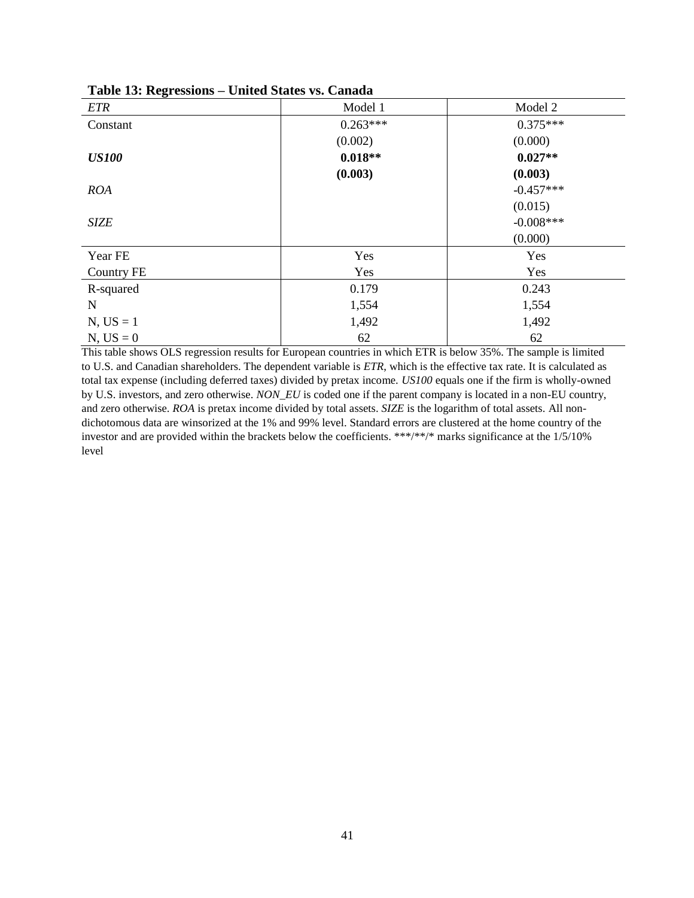**Table 13: Regressions – United States vs. Canada**

| *ETR* | Model 1 | Model 2 |
|---|---|---|
| Constant | 0.263*** | 0.375*** |
| | (0.002) | (0.000) |
| ***US100*** | **0.018**** | **0.027**** |
| | **(0.003)** | **(0.003)** |
| *ROA* | | -0.457*** |
| | | (0.015) |
| *SIZE* | | -0.008*** |
| | | (0.000) |
| Year FE | Yes | Yes |
| Country FE | Yes | Yes |
| R-squared | 0.179 | 0.243 |
| N | 1,554 | 1,554 |
| N, US = 1 | 1,492 | 1,492 |
| N, US = 0 | 62 | 62 |

This table shows OLS regression results for European countries in which ETR is below 35%. The sample is limited to U.S. and Canadian shareholders. The dependent variable is *ETR*, which is the effective tax rate. It is calculated as total tax expense (including deferred taxes) divided by pretax income. *US100* equals one if the firm is wholly-owned by U.S. investors, and zero otherwise. *NON_EU* is coded one if the parent company is located in a non-EU country, and zero otherwise. *ROA* is pretax income divided by total assets. *SIZE* is the logarithm of total assets. All non-dichotomous data are winsorized at the 1% and 99% level. Standard errors are clustered at the home country of the investor and are provided within the brackets below the coefficients. ***/**/* marks significance at the 1/5/10% level